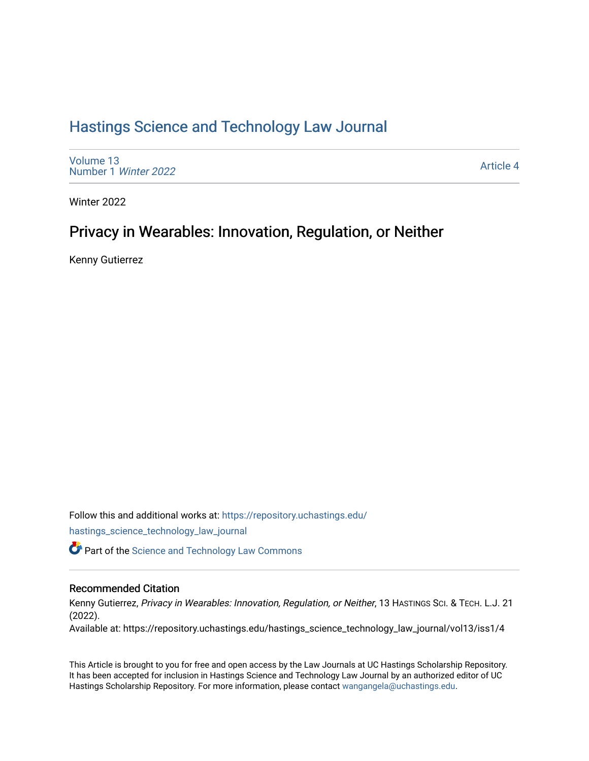# Hastings Science and Technology Law Journal

Volume 13
Number 1 *Winter 2022*

Article 4

Winter 2022

## Privacy in Wearables: Innovation, Regulation, or Neither

Kenny Gutierrez

Follow this and additional works at: https://repository.uchastings.edu/hastings_science_technology_law_journal

Part of the Science and Technology Law Commons

### Recommended Citation

Kenny Gutierrez, *Privacy in Wearables: Innovation, Regulation, or Neither*, 13 HASTINGS SCI. & TECH. L.J. 21 (2022).
Available at: https://repository.uchastings.edu/hastings_science_technology_law_journal/vol13/iss1/4

This Article is brought to you for free and open access by the Law Journals at UC Hastings Scholarship Repository. It has been accepted for inclusion in Hastings Science and Technology Law Journal by an authorized editor of UC Hastings Scholarship Repository. For more information, please contact wangangela@uchastings.edu.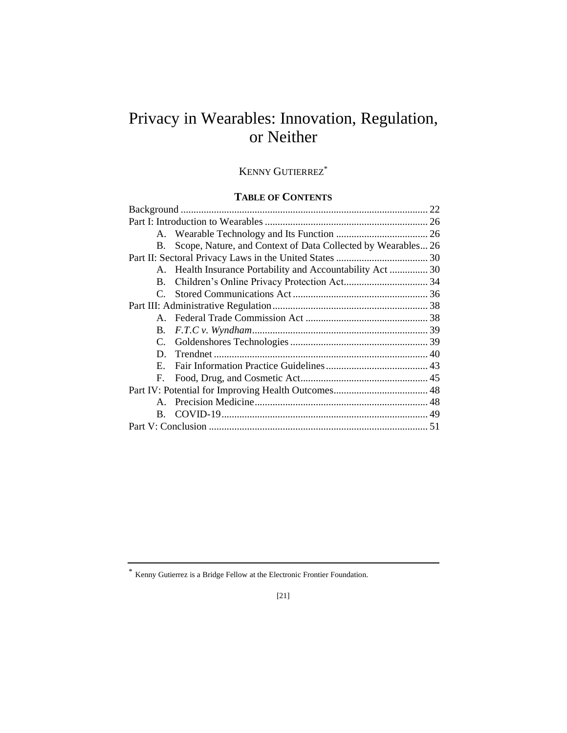# Privacy in Wearables: Innovation, Regulation, or Neither

KENNY GUTIERREZ*

## TABLE OF CONTENTS

Background ................................................................................................ 22
Part I: Introduction to Wearables ............................................................... 26
- A. Wearable Technology and Its Function .................................... 26
- B. Scope, Nature, and Context of Data Collected by Wearables... 26

Part II: Sectoral Privacy Laws in the United States .................................... 30
- A. Health Insurance Portability and Accountability Act ............... 30
- B. Children's Online Privacy Protection Act................................. 34
- C. Stored Communications Act ..................................................... 36

Part III: Administrative Regulation............................................................. 38
- A. Federal Trade Commission Act ................................................ 38
- B. *F.T.C v. Wyndham*..................................................................... 39
- C. Goldenshores Technologies ...................................................... 39
- D. Trendnet ................................................................................... 40
- E. Fair Information Practice Guidelines........................................ 43
- F. Food, Drug, and Cosmetic Act.................................................. 45

Part IV: Potential for Improving Health Outcomes..................................... 48
- A. Precision Medicine................................................................... 48
- B. COVID-19................................................................................ 49

Part V: Conclusion ..................................................................................... 51

---

* Kenny Gutierrez is a Bridge Fellow at the Electronic Frontier Foundation.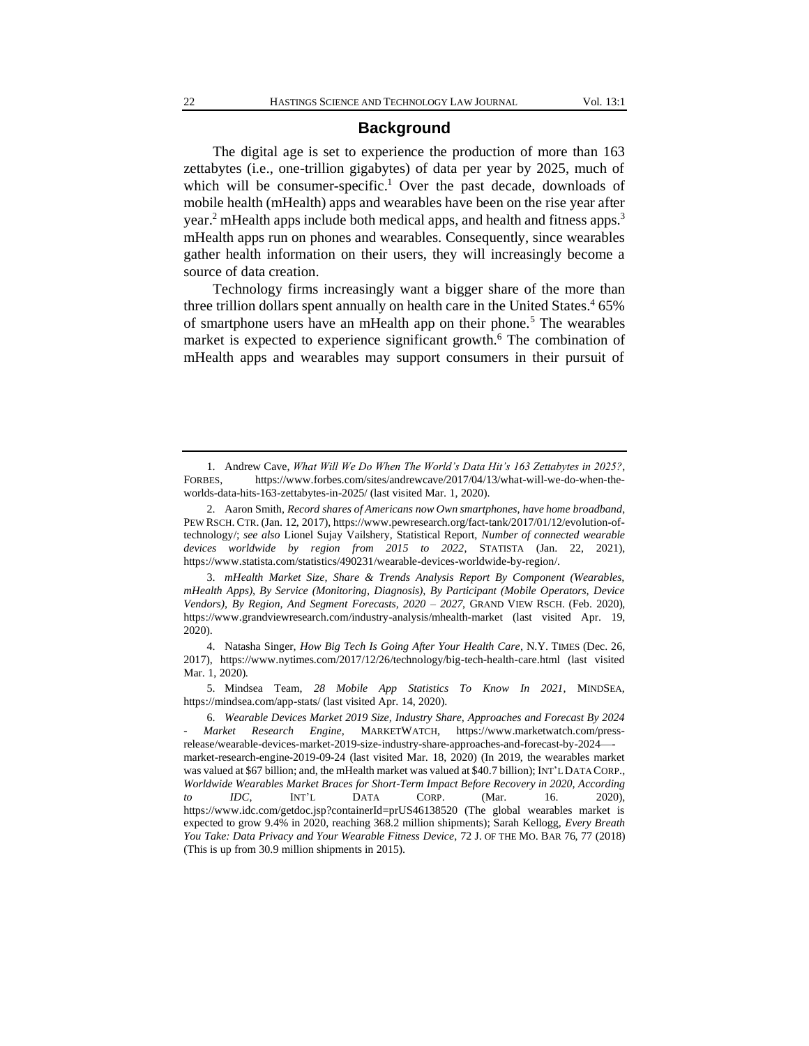## Background

The digital age is set to experience the production of more than 163 zettabytes (i.e., one-trillion gigabytes) of data per year by 2025, much of which will be consumer-specific.[1] Over the past decade, downloads of mobile health (mHealth) apps and wearables have been on the rise year after year.[2] mHealth apps include both medical apps, and health and fitness apps.[3] mHealth apps run on phones and wearables. Consequently, since wearables gather health information on their users, they will increasingly become a source of data creation.

Technology firms increasingly want a bigger share of the more than three trillion dollars spent annually on health care in the United States.[4] 65% of smartphone users have an mHealth app on their phone.[5] The wearables market is expected to experience significant growth.[6] The combination of mHealth apps and wearables may support consumers in their pursuit of

---

1. Andrew Cave, *What Will We Do When The World's Data Hit's 163 Zettabytes in 2025?*, FORBES, https://www.forbes.com/sites/andrewcave/2017/04/13/what-will-we-do-when-the-worlds-data-hits-163-zettabytes-in-2025/ (last visited Mar. 1, 2020).

2. Aaron Smith, *Record shares of Americans now Own smartphones, have home broadband*, PEW RSCH. CTR. (Jan. 12, 2017), https://www.pewresearch.org/fact-tank/2017/01/12/evolution-of-technology/; *see also* Lionel Sujay Vailshery, Statistical Report, *Number of connected wearable devices worldwide by region from 2015 to 2022*, STATISTA (Jan. 22, 2021), https://www.statista.com/statistics/490231/wearable-devices-worldwide-by-region/.

3. *mHealth Market Size, Share & Trends Analysis Report By Component (Wearables, mHealth Apps), By Service (Monitoring, Diagnosis), By Participant (Mobile Operators, Device Vendors), By Region, And Segment Forecasts, 2020 – 2027*, GRAND VIEW RSCH. (Feb. 2020), https://www.grandviewresearch.com/industry-analysis/mhealth-market (last visited Apr. 19, 2020).

4. Natasha Singer, *How Big Tech Is Going After Your Health Care*, N.Y. TIMES (Dec. 26, 2017), https://www.nytimes.com/2017/12/26/technology/big-tech-health-care.html (last visited Mar. 1, 2020).

5. Mindsea Team, *28 Mobile App Statistics To Know In 2021*, MINDSEA, https://mindsea.com/app-stats/ (last visited Apr. 14, 2020).

6. *Wearable Devices Market 2019 Size, Industry Share, Approaches and Forecast By 2024 - Market Research Engine*, MARKETWATCH, https://www.marketwatch.com/press-release/wearable-devices-market-2019-size-industry-share-approaches-and-forecast-by-2024---market-research-engine-2019-09-24 (last visited Mar. 18, 2020) (In 2019, the wearables market was valued at $67 billion; and, the mHealth market was valued at $40.7 billion); INT'L DATA CORP., *Worldwide Wearables Market Braces for Short-Term Impact Before Recovery in 2020, According to IDC*, INT'L DATA CORP. (Mar. 16. 2020), https://www.idc.com/getdoc.jsp?containerId=prUS46138520 (The global wearables market is expected to grow 9.4% in 2020, reaching 368.2 million shipments); Sarah Kellogg, *Every Breath You Take: Data Privacy and Your Wearable Fitness Device*, 72 J. OF THE MO. BAR 76, 77 (2018) (This is up from 30.9 million shipments in 2015).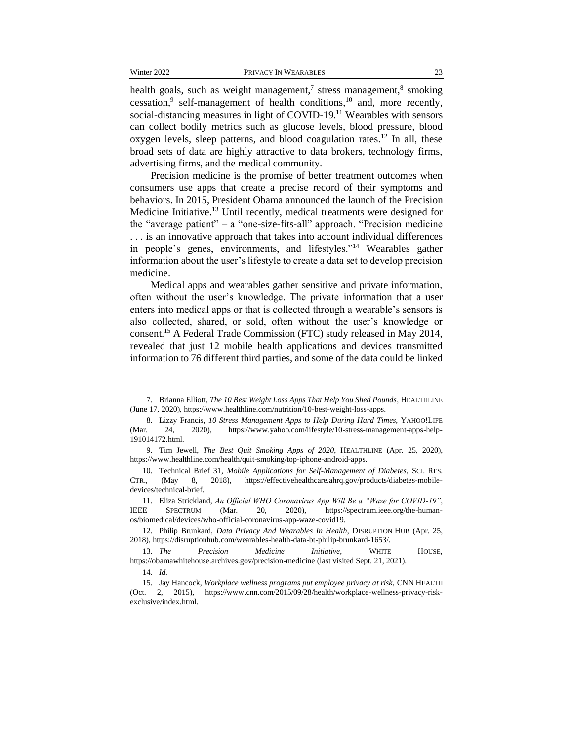health goals, such as weight management,[7] stress management,[8] smoking cessation,[9] self-management of health conditions,[10] and, more recently, social-distancing measures in light of COVID-19.[11] Wearables with sensors can collect bodily metrics such as glucose levels, blood pressure, blood oxygen levels, sleep patterns, and blood coagulation rates.[12] In all, these broad sets of data are highly attractive to data brokers, technology firms, advertising firms, and the medical community.

Precision medicine is the promise of better treatment outcomes when consumers use apps that create a precise record of their symptoms and behaviors. In 2015, President Obama announced the launch of the Precision Medicine Initiative.[13] Until recently, medical treatments were designed for the "average patient" – a "one-size-fits-all" approach. "Precision medicine . . . is an innovative approach that takes into account individual differences in people's genes, environments, and lifestyles."[14] Wearables gather information about the user's lifestyle to create a data set to develop precision medicine.

Medical apps and wearables gather sensitive and private information, often without the user's knowledge. The private information that a user enters into medical apps or that is collected through a wearable's sensors is also collected, shared, or sold, often without the user's knowledge or consent.[15] A Federal Trade Commission (FTC) study released in May 2014, revealed that just 12 mobile health applications and devices transmitted information to 76 different third parties, and some of the data could be linked

---

7. Brianna Elliott, *The 10 Best Weight Loss Apps That Help You Shed Pounds*, HEALTHLINE (June 17, 2020), https://www.healthline.com/nutrition/10-best-weight-loss-apps.

8. Lizzy Francis, *10 Stress Management Apps to Help During Hard Times*, YAHOO!LIFE (Mar. 24, 2020), https://www.yahoo.com/lifestyle/10-stress-management-apps-help-191014172.html.

9. Tim Jewell, *The Best Quit Smoking Apps of 2020*, HEALTHLINE (Apr. 25, 2020), https://www.healthline.com/health/quit-smoking/top-iphone-android-apps.

10. Technical Brief 31, *Mobile Applications for Self-Management of Diabetes*, SCI. RES. CTR., (May 8, 2018), https://effectivehealthcare.ahrq.gov/products/diabetes-mobile-devices/technical-brief.

11. Eliza Strickland, *An Official WHO Coronavirus App Will Be a "Waze for COVID-19"*, IEEE SPECTRUM (Mar. 20, 2020), https://spectrum.ieee.org/the-human-os/biomedical/devices/who-official-coronavirus-app-waze-covid19.

12. Philip Brunkard, *Data Privacy And Wearables In Health*, DISRUPTION HUB (Apr. 25, 2018), https://disruptionhub.com/wearables-health-data-bt-philip-brunkard-1653/.

13. *The Precision Medicine Initiative*, WHITE HOUSE, https://obamawhitehouse.archives.gov/precision-medicine (last visited Sept. 21, 2021).

14. *Id.*

15. Jay Hancock, *Workplace wellness programs put employee privacy at risk*, CNN HEALTH (Oct. 2, 2015), https://www.cnn.com/2015/09/28/health/workplace-wellness-privacy-risk-exclusive/index.html.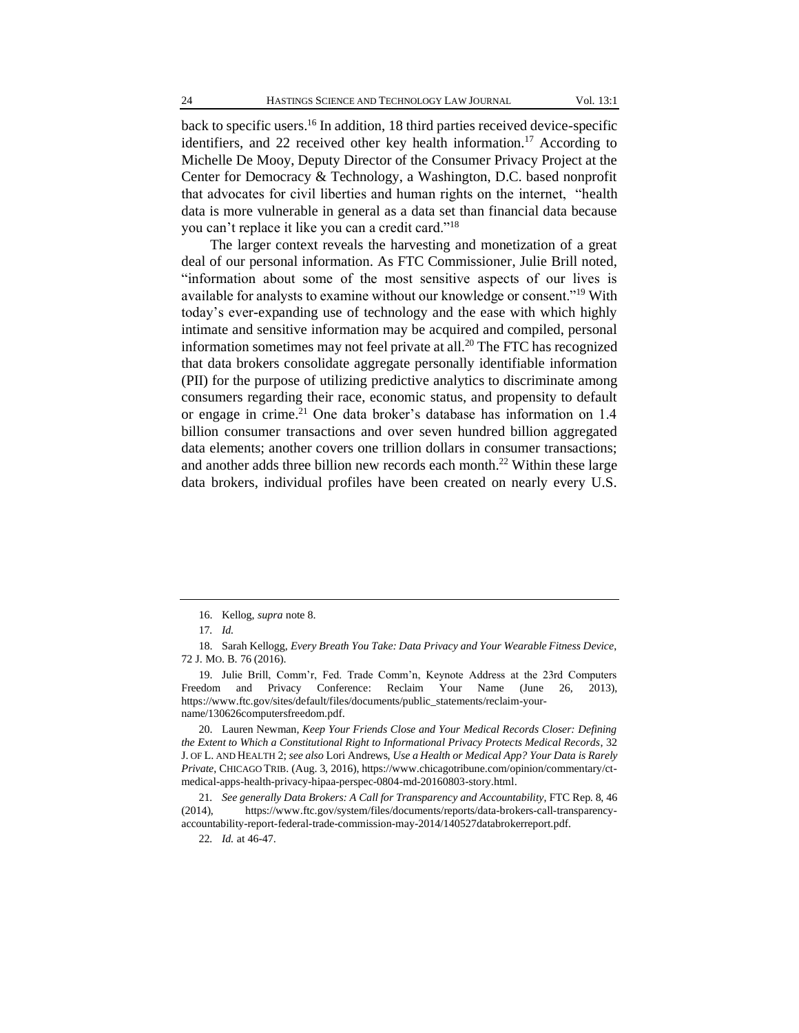back to specific users.[16] In addition, 18 third parties received device-specific identifiers, and 22 received other key health information.[17] According to Michelle De Mooy, Deputy Director of the Consumer Privacy Project at the Center for Democracy & Technology, a Washington, D.C. based nonprofit that advocates for civil liberties and human rights on the internet, "health data is more vulnerable in general as a data set than financial data because you can't replace it like you can a credit card."[18]

The larger context reveals the harvesting and monetization of a great deal of our personal information. As FTC Commissioner, Julie Brill noted, "information about some of the most sensitive aspects of our lives is available for analysts to examine without our knowledge or consent."[19] With today's ever-expanding use of technology and the ease with which highly intimate and sensitive information may be acquired and compiled, personal information sometimes may not feel private at all.[20] The FTC has recognized that data brokers consolidate aggregate personally identifiable information (PII) for the purpose of utilizing predictive analytics to discriminate among consumers regarding their race, economic status, and propensity to default or engage in crime.[21] One data broker's database has information on 1.4 billion consumer transactions and over seven hundred billion aggregated data elements; another covers one trillion dollars in consumer transactions; and another adds three billion new records each month.[22] Within these large data brokers, individual profiles have been created on nearly every U.S.

---

16. Kellog, *supra* note 8.

17. *Id.*

18. Sarah Kellogg, *Every Breath You Take: Data Privacy and Your Wearable Fitness Device*, 72 J. MO. B. 76 (2016).

19. Julie Brill, Comm'r, Fed. Trade Comm'n, Keynote Address at the 23rd Computers Freedom and Privacy Conference: Reclaim Your Name (June 26, 2013), https://www.ftc.gov/sites/default/files/documents/public_statements/reclaim-your-name/130626computersfreedom.pdf.

20. Lauren Newman, *Keep Your Friends Close and Your Medical Records Closer: Defining the Extent to Which a Constitutional Right to Informational Privacy Protects Medical Records*, 32 J. OF L. AND HEALTH 2; *see also* Lori Andrews, *Use a Health or Medical App? Your Data is Rarely Private*, CHICAGO TRIB. (Aug. 3, 2016), https://www.chicagotribune.com/opinion/commentary/ct-medical-apps-health-privacy-hipaa-perspec-0804-md-20160803-story.html.

21. *See generally Data Brokers: A Call for Transparency and Accountability*, FTC Rep. 8, 46 (2014), https://www.ftc.gov/system/files/documents/reports/data-brokers-call-transparency-accountability-report-federal-trade-commission-may-2014/140527databrokerreport.pdf.

22. *Id.* at 46-47.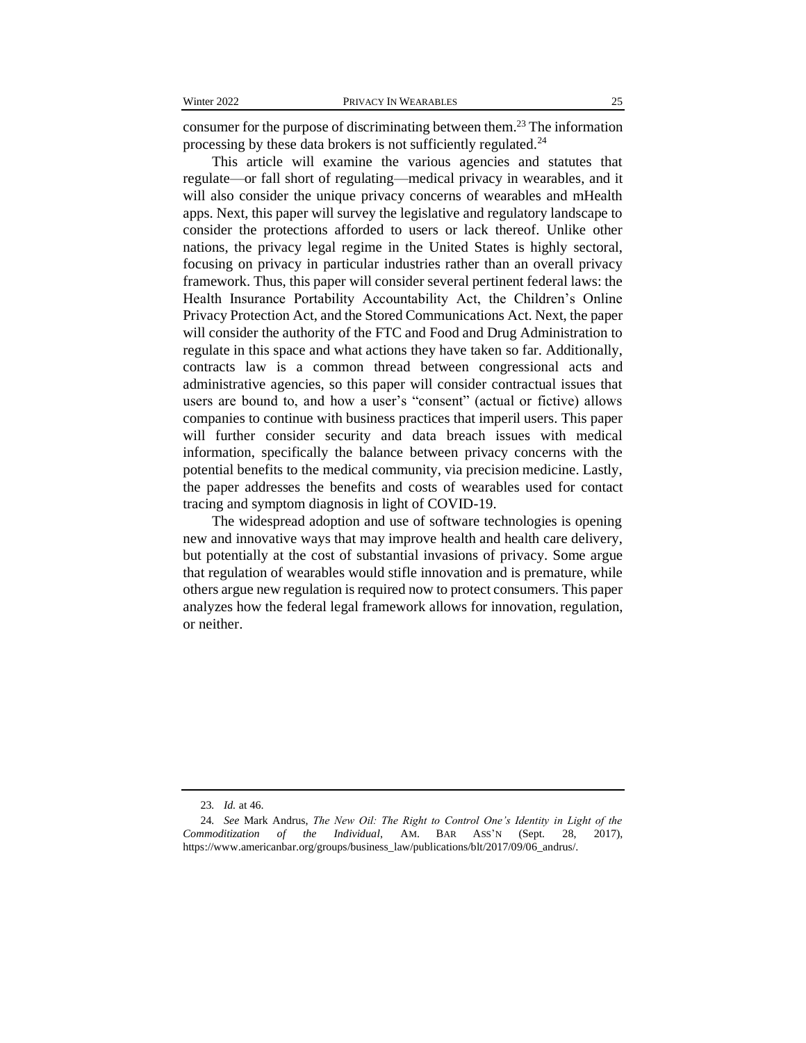consumer for the purpose of discriminating between them.[23] The information processing by these data brokers is not sufficiently regulated.[24]

This article will examine the various agencies and statutes that regulate—or fall short of regulating—medical privacy in wearables, and it will also consider the unique privacy concerns of wearables and mHealth apps. Next, this paper will survey the legislative and regulatory landscape to consider the protections afforded to users or lack thereof. Unlike other nations, the privacy legal regime in the United States is highly sectoral, focusing on privacy in particular industries rather than an overall privacy framework. Thus, this paper will consider several pertinent federal laws: the Health Insurance Portability Accountability Act, the Children's Online Privacy Protection Act, and the Stored Communications Act. Next, the paper will consider the authority of the FTC and Food and Drug Administration to regulate in this space and what actions they have taken so far. Additionally, contracts law is a common thread between congressional acts and administrative agencies, so this paper will consider contractual issues that users are bound to, and how a user's "consent" (actual or fictive) allows companies to continue with business practices that imperil users. This paper will further consider security and data breach issues with medical information, specifically the balance between privacy concerns with the potential benefits to the medical community, via precision medicine. Lastly, the paper addresses the benefits and costs of wearables used for contact tracing and symptom diagnosis in light of COVID-19.

The widespread adoption and use of software technologies is opening new and innovative ways that may improve health and health care delivery, but potentially at the cost of substantial invasions of privacy. Some argue that regulation of wearables would stifle innovation and is premature, while others argue new regulation is required now to protect consumers. This paper analyzes how the federal legal framework allows for innovation, regulation, or neither.

---

23. *Id.* at 46.

24. *See* Mark Andrus, *The New Oil: The Right to Control One's Identity in Light of the Commoditization of the Individual*, AM. BAR ASS'N (Sept. 28, 2017), https://www.americanbar.org/groups/business_law/publications/blt/2017/09/06_andrus/.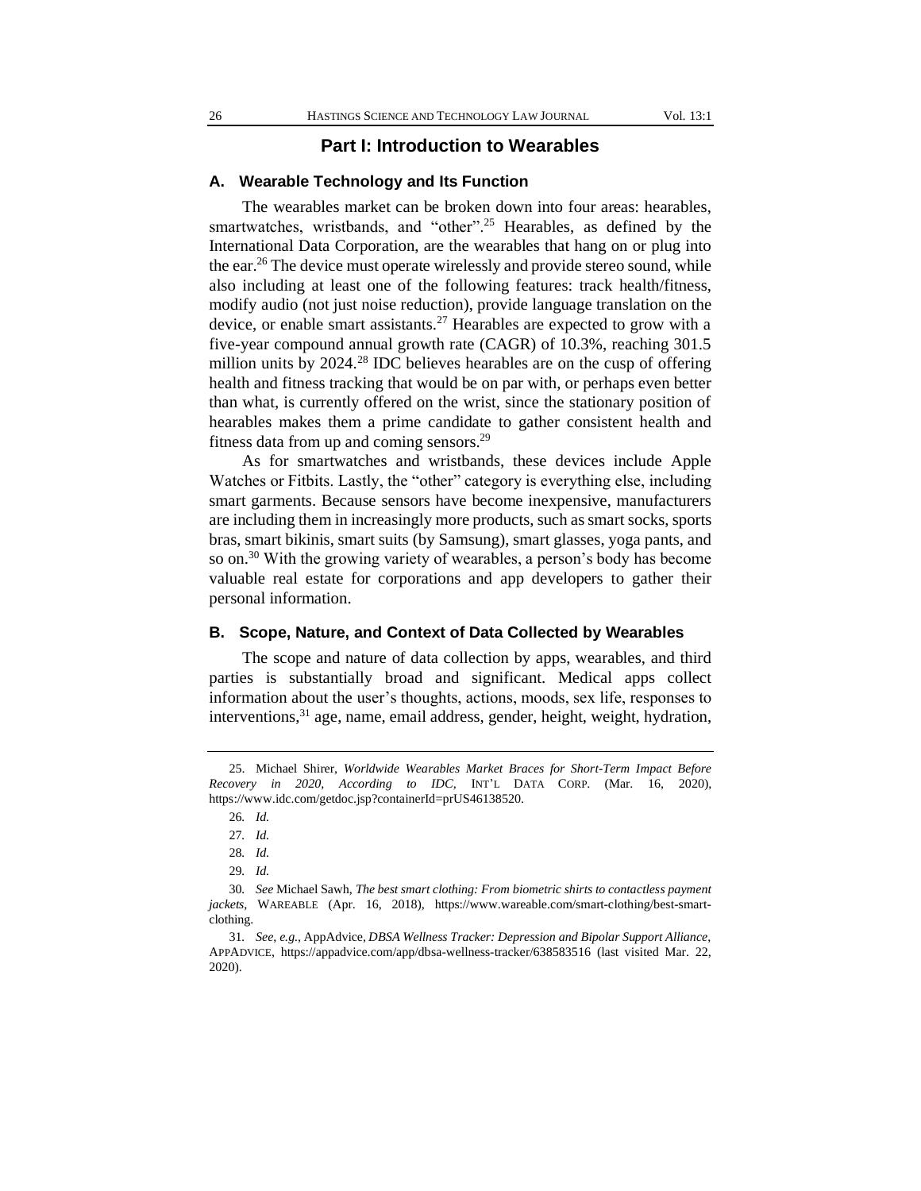## Part I: Introduction to Wearables

### A. Wearable Technology and Its Function

The wearables market can be broken down into four areas: hearables, smartwatches, wristbands, and "other".[25] Hearables, as defined by the International Data Corporation, are the wearables that hang on or plug into the ear.[26] The device must operate wirelessly and provide stereo sound, while also including at least one of the following features: track health/fitness, modify audio (not just noise reduction), provide language translation on the device, or enable smart assistants.[27] Hearables are expected to grow with a five-year compound annual growth rate (CAGR) of 10.3%, reaching 301.5 million units by 2024.[28] IDC believes hearables are on the cusp of offering health and fitness tracking that would be on par with, or perhaps even better than what, is currently offered on the wrist, since the stationary position of hearables makes them a prime candidate to gather consistent health and fitness data from up and coming sensors.[29]

As for smartwatches and wristbands, these devices include Apple Watches or Fitbits. Lastly, the "other" category is everything else, including smart garments. Because sensors have become inexpensive, manufacturers are including them in increasingly more products, such as smart socks, sports bras, smart bikinis, smart suits (by Samsung), smart glasses, yoga pants, and so on.[30] With the growing variety of wearables, a person's body has become valuable real estate for corporations and app developers to gather their personal information.

### B. Scope, Nature, and Context of Data Collected by Wearables

The scope and nature of data collection by apps, wearables, and third parties is substantially broad and significant. Medical apps collect information about the user's thoughts, actions, moods, sex life, responses to interventions,[31] age, name, email address, gender, height, weight, hydration,

---

25. Michael Shirer, *Worldwide Wearables Market Braces for Short-Term Impact Before Recovery in 2020, According to IDC*, INT'L DATA CORP. (Mar. 16, 2020), https://www.idc.com/getdoc.jsp?containerId=prUS46138520.

26. *Id.*

27. *Id.*

28. *Id.*

29. *Id.*

30. *See* Michael Sawh, *The best smart clothing: From biometric shirts to contactless payment jackets*, WAREABLE (Apr. 16, 2018), https://www.wareable.com/smart-clothing/best-smart-clothing.

31. *See, e.g.*, AppAdvice, *DBSA Wellness Tracker: Depression and Bipolar Support Alliance*, APPADVICE, https://appadvice.com/app/dbsa-wellness-tracker/638583516 (last visited Mar. 22, 2020).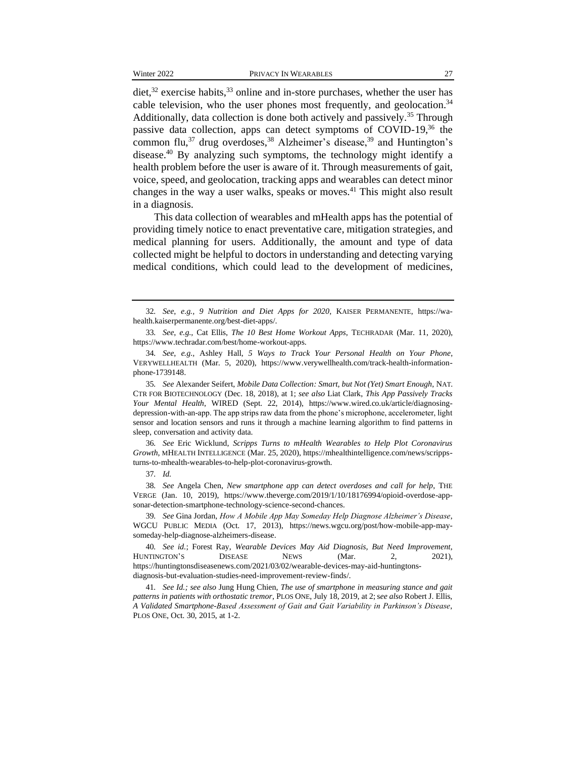diet,[32] exercise habits,[33] online and in-store purchases, whether the user has cable television, who the user phones most frequently, and geolocation.[34] Additionally, data collection is done both actively and passively.[35] Through passive data collection, apps can detect symptoms of COVID-19,[36] the common flu,[37] drug overdoses,[38] Alzheimer's disease,[39] and Huntington's disease.[40] By analyzing such symptoms, the technology might identify a health problem before the user is aware of it. Through measurements of gait, voice, speed, and geolocation, tracking apps and wearables can detect minor changes in the way a user walks, speaks or moves.[41] This might also result in a diagnosis.

This data collection of wearables and mHealth apps has the potential of providing timely notice to enact preventative care, mitigation strategies, and medical planning for users. Additionally, the amount and type of data collected might be helpful to doctors in understanding and detecting varying medical conditions, which could lead to the development of medicines,

---

32. *See, e.g.*, *9 Nutrition and Diet Apps for 2020*, KAISER PERMANENTE, https://wa-health.kaiserpermanente.org/best-diet-apps/.

33. *See, e.g.*, Cat Ellis, *The 10 Best Home Workout Apps*, TECHRADAR (Mar. 11, 2020), https://www.techradar.com/best/home-workout-apps.

34. *See, e.g.*, Ashley Hall, *5 Ways to Track Your Personal Health on Your Phone*, VERYWELLHEALTH (Mar. 5, 2020), https://www.verywellhealth.com/track-health-information-phone-1739148.

35. *See* Alexander Seifert, *Mobile Data Collection: Smart, but Not (Yet) Smart Enough*, NAT. CTR FOR BIOTECHNOLOGY (Dec. 18, 2018), at 1; *see also* Liat Clark, *This App Passively Tracks Your Mental Health*, WIRED (Sept. 22, 2014), https://www.wired.co.uk/article/diagnosing-depression-with-an-app. The app strips raw data from the phone's microphone, accelerometer, light sensor and location sensors and runs it through a machine learning algorithm to find patterns in sleep, conversation and activity data.

36. *See* Eric Wicklund, *Scripps Turns to mHealth Wearables to Help Plot Coronavirus Growth*, MHEALTH INTELLIGENCE (Mar. 25, 2020), https://mhealthintelligence.com/news/scripps-turns-to-mhealth-wearables-to-help-plot-coronavirus-growth.

37. *Id.*

38. *See* Angela Chen, *New smartphone app can detect overdoses and call for help*, THE VERGE (Jan. 10, 2019), https://www.theverge.com/2019/1/10/18176994/opioid-overdose-app-sonar-detection-smartphone-technology-science-second-chances.

39. *See* Gina Jordan, *How A Mobile App May Someday Help Diagnose Alzheimer's Disease*, WGCU PUBLIC MEDIA (Oct. 17, 2013), https://news.wgcu.org/post/how-mobile-app-may-someday-help-diagnose-alzheimers-disease.

40. *See id.*; Forest Ray, *Wearable Devices May Aid Diagnosis, But Need Improvement*, HUNTINGTON'S DISEASE NEWS (Mar. 2, 2021), https://huntingtonsdiseasenews.com/2021/03/02/wearable-devices-may-aid-huntingtons-diagnosis-but-evaluation-studies-need-improvement-review-finds/.

41. *See Id.; see also* Jung Hung Chien, *The use of smartphone in measuring stance and gait patterns in patients with orthostatic tremor*, PLOS ONE, July 18, 2019, at 2; *see also* Robert J. Ellis, *A Validated Smartphone-Based Assessment of Gait and Gait Variability in Parkinson's Disease*, PLOS ONE, Oct. 30, 2015, at 1-2.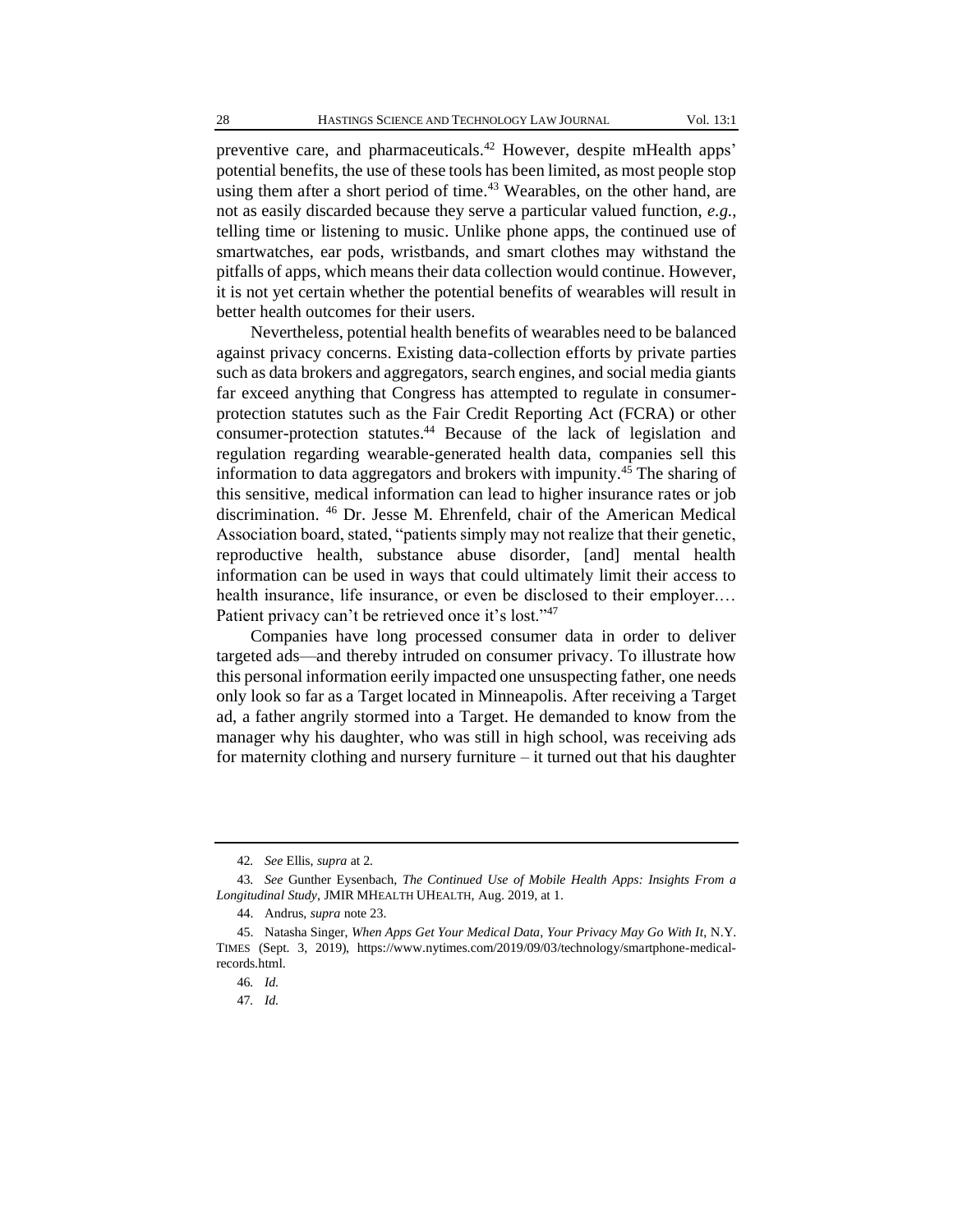preventive care, and pharmaceuticals.[42] However, despite mHealth apps' potential benefits, the use of these tools has been limited, as most people stop using them after a short period of time.[43] Wearables, on the other hand, are not as easily discarded because they serve a particular valued function, *e.g.*, telling time or listening to music. Unlike phone apps, the continued use of smartwatches, ear pods, wristbands, and smart clothes may withstand the pitfalls of apps, which means their data collection would continue. However, it is not yet certain whether the potential benefits of wearables will result in better health outcomes for their users.

Nevertheless, potential health benefits of wearables need to be balanced against privacy concerns. Existing data-collection efforts by private parties such as data brokers and aggregators, search engines, and social media giants far exceed anything that Congress has attempted to regulate in consumer-protection statutes such as the Fair Credit Reporting Act (FCRA) or other consumer-protection statutes.[44] Because of the lack of legislation and regulation regarding wearable-generated health data, companies sell this information to data aggregators and brokers with impunity.[45] The sharing of this sensitive, medical information can lead to higher insurance rates or job discrimination.[46] Dr. Jesse M. Ehrenfeld, chair of the American Medical Association board, stated, "patients simply may not realize that their genetic, reproductive health, substance abuse disorder, [and] mental health information can be used in ways that could ultimately limit their access to health insurance, life insurance, or even be disclosed to their employer.… Patient privacy can't be retrieved once it's lost."[47]

Companies have long processed consumer data in order to deliver targeted ads—and thereby intruded on consumer privacy. To illustrate how this personal information eerily impacted one unsuspecting father, one needs only look so far as a Target located in Minneapolis. After receiving a Target ad, a father angrily stormed into a Target. He demanded to know from the manager why his daughter, who was still in high school, was receiving ads for maternity clothing and nursery furniture – it turned out that his daughter

---

42. *See* Ellis, *supra* at 2.

43. *See* Gunther Eysenbach, *The Continued Use of Mobile Health Apps: Insights From a Longitudinal Study*, JMIR MHEALTH UHEALTH, Aug. 2019, at 1.

44. Andrus, *supra* note 23.

45. Natasha Singer, *When Apps Get Your Medical Data, Your Privacy May Go With It*, N.Y. TIMES (Sept. 3, 2019), https://www.nytimes.com/2019/09/03/technology/smartphone-medical-records.html.

46. *Id.*

47. *Id.*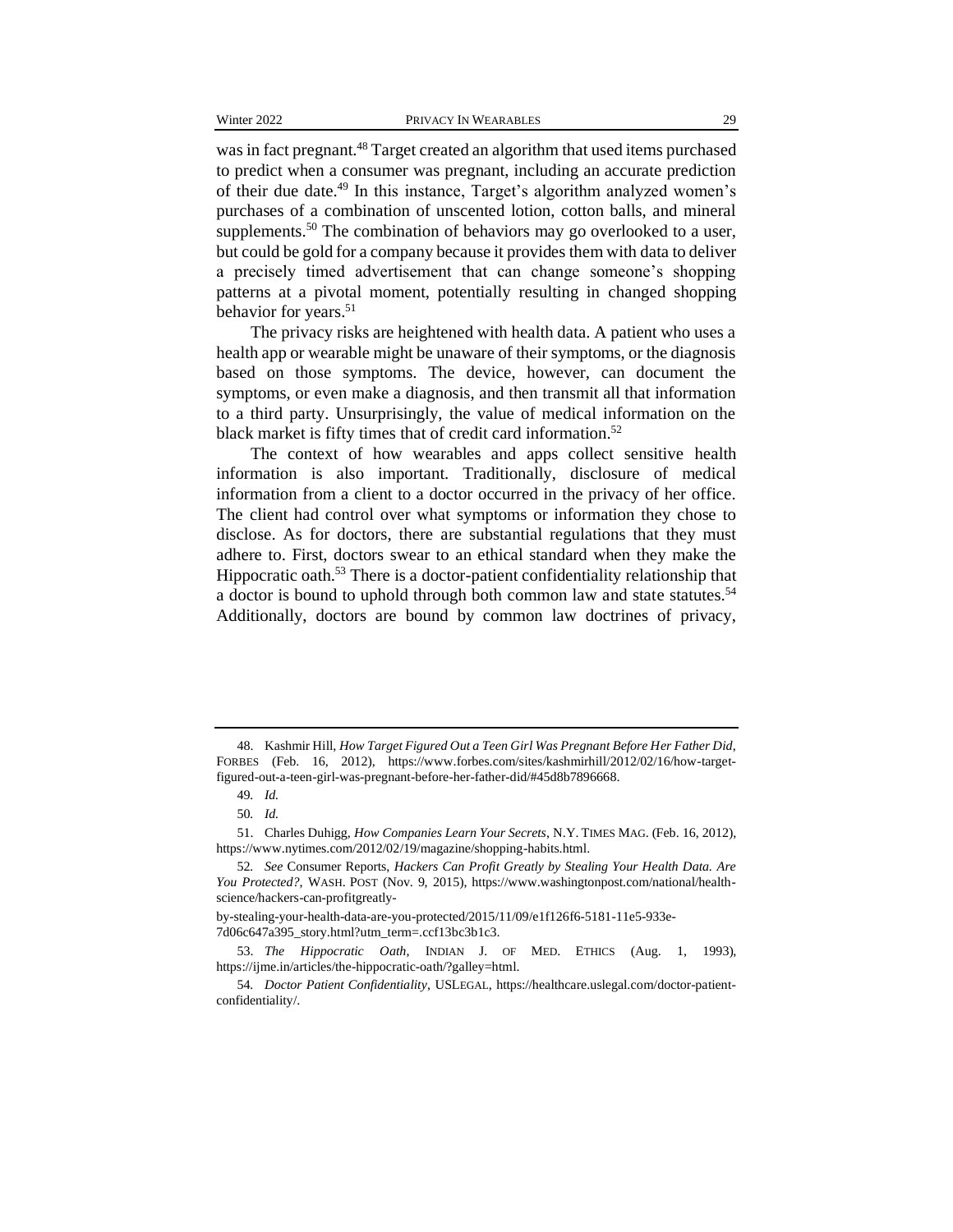was in fact pregnant.[48] Target created an algorithm that used items purchased to predict when a consumer was pregnant, including an accurate prediction of their due date.[49] In this instance, Target's algorithm analyzed women's purchases of a combination of unscented lotion, cotton balls, and mineral supplements.[50] The combination of behaviors may go overlooked to a user, but could be gold for a company because it provides them with data to deliver a precisely timed advertisement that can change someone's shopping patterns at a pivotal moment, potentially resulting in changed shopping behavior for years.[51]

The privacy risks are heightened with health data. A patient who uses a health app or wearable might be unaware of their symptoms, or the diagnosis based on those symptoms. The device, however, can document the symptoms, or even make a diagnosis, and then transmit all that information to a third party. Unsurprisingly, the value of medical information on the black market is fifty times that of credit card information.[52]

The context of how wearables and apps collect sensitive health information is also important. Traditionally, disclosure of medical information from a client to a doctor occurred in the privacy of her office. The client had control over what symptoms or information they chose to disclose. As for doctors, there are substantial regulations that they must adhere to. First, doctors swear to an ethical standard when they make the Hippocratic oath.[53] There is a doctor-patient confidentiality relationship that a doctor is bound to uphold through both common law and state statutes.[54] Additionally, doctors are bound by common law doctrines of privacy,

---

48. Kashmir Hill, *How Target Figured Out a Teen Girl Was Pregnant Before Her Father Did*, FORBES (Feb. 16, 2012), https://www.forbes.com/sites/kashmirhill/2012/02/16/how-target-figured-out-a-teen-girl-was-pregnant-before-her-father-did/#45d8b7896668.

49. *Id.*

50. *Id.*

51. Charles Duhigg, *How Companies Learn Your Secrets*, N.Y. TIMES MAG. (Feb. 16, 2012), https://www.nytimes.com/2012/02/19/magazine/shopping-habits.html.

52. *See* Consumer Reports, *Hackers Can Profit Greatly by Stealing Your Health Data. Are You Protected?*, WASH. POST (Nov. 9, 2015), https://www.washingtonpost.com/national/health-science/hackers-can-profitgreatly-by-stealing-your-health-data-are-you-protected/2015/11/09/e1f126f6-5181-11e5-933e-7d06c647a395_story.html?utm_term=.ccf13bc3b1c3.

53. *The Hippocratic Oath*, INDIAN J. OF MED. ETHICS (Aug. 1, 1993), https://ijme.in/articles/the-hippocratic-oath/?galley=html.

54. *Doctor Patient Confidentiality*, USLEGAL, https://healthcare.uslegal.com/doctor-patient-confidentiality/.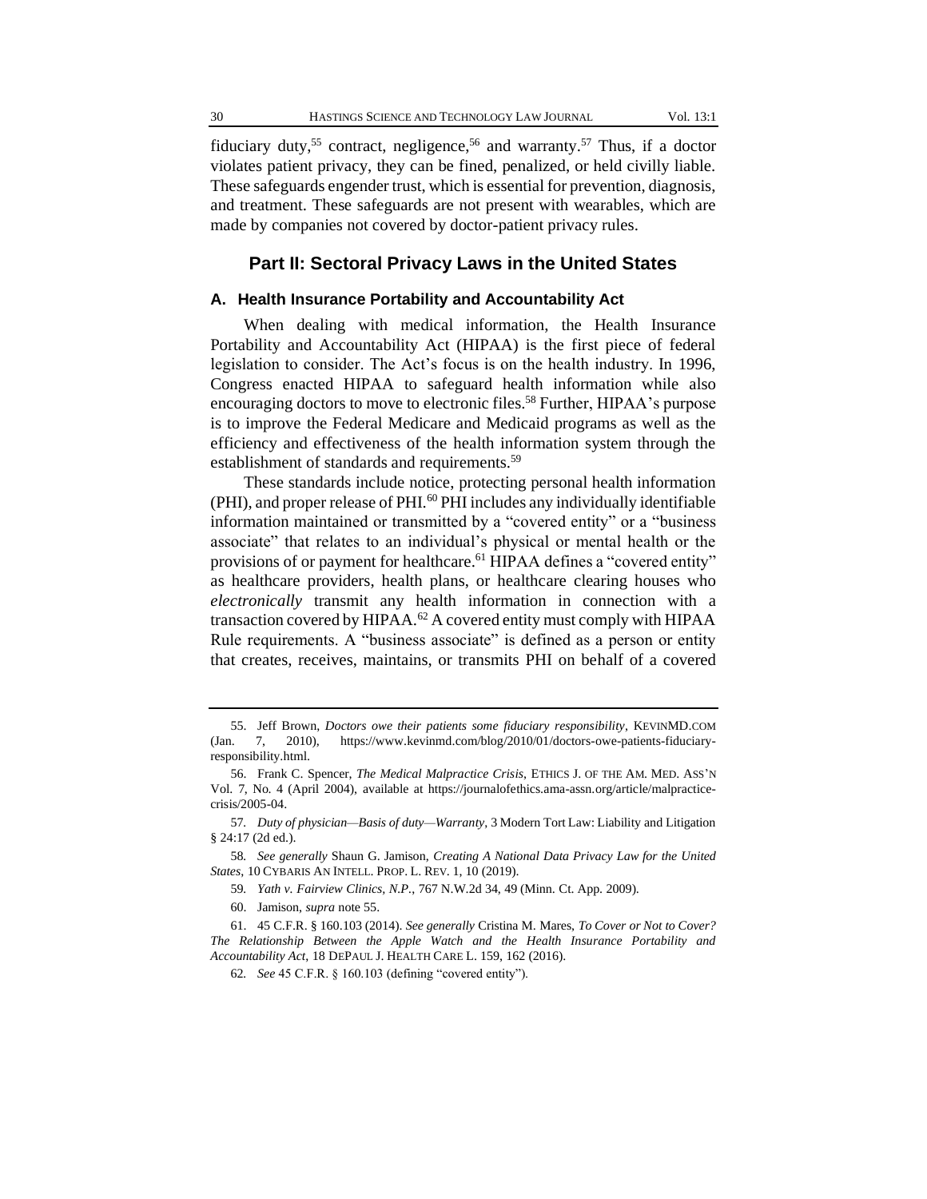fiduciary duty,[55] contract, negligence,[56] and warranty.[57] Thus, if a doctor violates patient privacy, they can be fined, penalized, or held civilly liable. These safeguards engender trust, which is essential for prevention, diagnosis, and treatment. These safeguards are not present with wearables, which are made by companies not covered by doctor-patient privacy rules.

## Part II: Sectoral Privacy Laws in the United States

### A. Health Insurance Portability and Accountability Act

When dealing with medical information, the Health Insurance Portability and Accountability Act (HIPAA) is the first piece of federal legislation to consider. The Act's focus is on the health industry. In 1996, Congress enacted HIPAA to safeguard health information while also encouraging doctors to move to electronic files.[58] Further, HIPAA's purpose is to improve the Federal Medicare and Medicaid programs as well as the efficiency and effectiveness of the health information system through the establishment of standards and requirements.[59]

These standards include notice, protecting personal health information (PHI), and proper release of PHI.[60] PHI includes any individually identifiable information maintained or transmitted by a "covered entity" or a "business associate" that relates to an individual's physical or mental health or the provisions of or payment for healthcare.[61] HIPAA defines a "covered entity" as healthcare providers, health plans, or healthcare clearing houses who *electronically* transmit any health information in connection with a transaction covered by HIPAA.[62] A covered entity must comply with HIPAA Rule requirements. A "business associate" is defined as a person or entity that creates, receives, maintains, or transmits PHI on behalf of a covered

---

55. Jeff Brown, *Doctors owe their patients some fiduciary responsibility*, KEVINMD.COM (Jan. 7, 2010), https://www.kevinmd.com/blog/2010/01/doctors-owe-patients-fiduciary-responsibility.html.

56. Frank C. Spencer, *The Medical Malpractice Crisis*, ETHICS J. OF THE AM. MED. ASS'N Vol. 7, No. 4 (April 2004), available at https://journalofethics.ama-assn.org/article/malpractice-crisis/2005-04.

57. *Duty of physician—Basis of duty—Warranty*, 3 Modern Tort Law: Liability and Litigation § 24:17 (2d ed.).

58. *See generally* Shaun G. Jamison, *Creating A National Data Privacy Law for the United States*, 10 CYBARIS AN INTELL. PROP. L. REV. 1, 10 (2019).

59. *Yath v. Fairview Clinics, N.P.*, 767 N.W.2d 34, 49 (Minn. Ct. App. 2009).

60. Jamison, *supra* note 55.

61. 45 C.F.R. § 160.103 (2014). *See generally* Cristina M. Mares, *To Cover or Not to Cover? The Relationship Between the Apple Watch and the Health Insurance Portability and Accountability Act*, 18 DEPAUL J. HEALTH CARE L. 159, 162 (2016).

62. *See* 45 C.F.R. § 160.103 (defining "covered entity").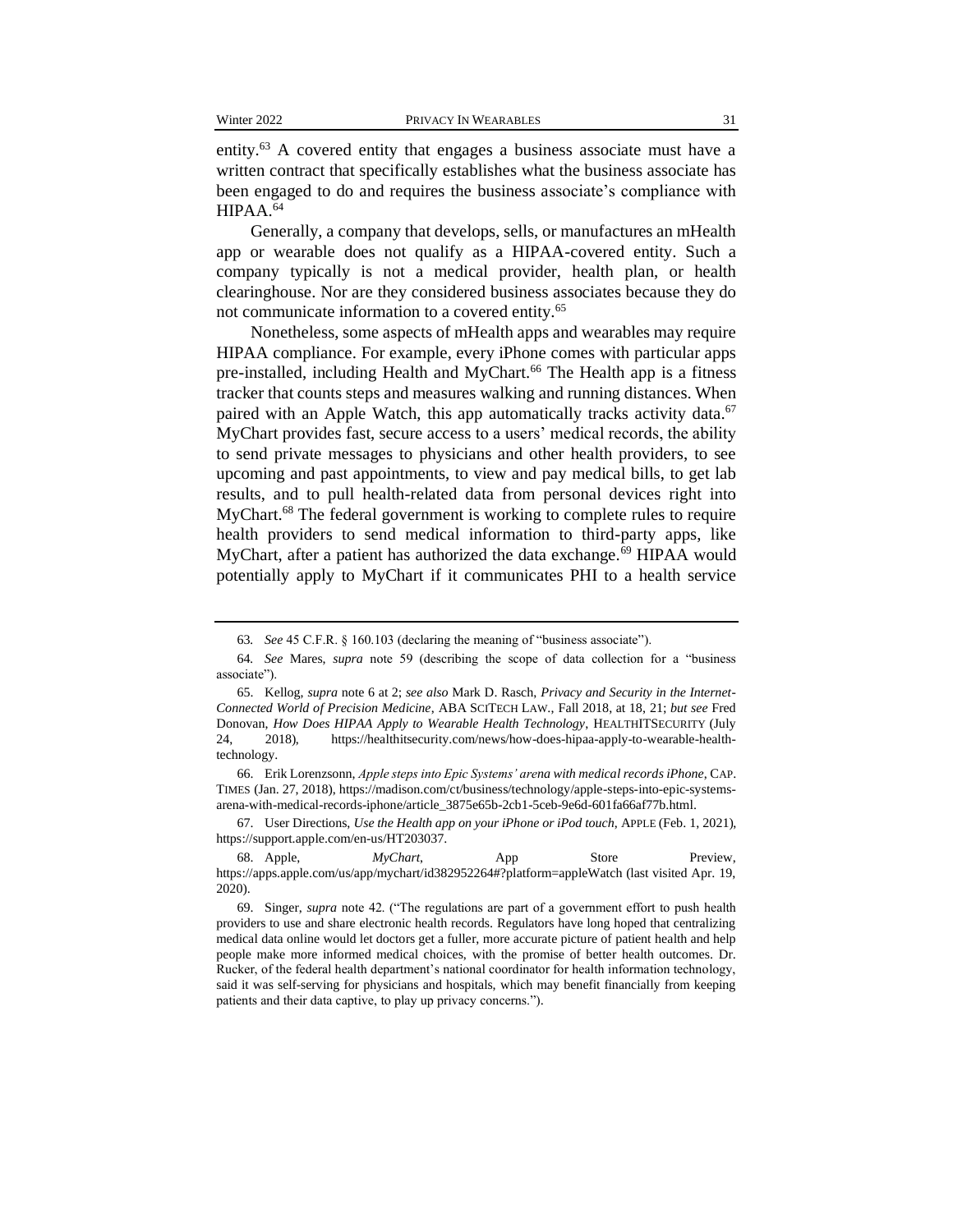entity.[63] A covered entity that engages a business associate must have a written contract that specifically establishes what the business associate has been engaged to do and requires the business associate's compliance with HIPAA.[64]

Generally, a company that develops, sells, or manufactures an mHealth app or wearable does not qualify as a HIPAA-covered entity. Such a company typically is not a medical provider, health plan, or health clearinghouse. Nor are they considered business associates because they do not communicate information to a covered entity.[65]

Nonetheless, some aspects of mHealth apps and wearables may require HIPAA compliance. For example, every iPhone comes with particular apps pre-installed, including Health and MyChart.[66] The Health app is a fitness tracker that counts steps and measures walking and running distances. When paired with an Apple Watch, this app automatically tracks activity data.[67] MyChart provides fast, secure access to a users' medical records, the ability to send private messages to physicians and other health providers, to see upcoming and past appointments, to view and pay medical bills, to get lab results, and to pull health-related data from personal devices right into MyChart.[68] The federal government is working to complete rules to require health providers to send medical information to third-party apps, like MyChart, after a patient has authorized the data exchange.[69] HIPAA would potentially apply to MyChart if it communicates PHI to a health service

---

63. *See* 45 C.F.R. § 160.103 (declaring the meaning of "business associate").

64. *See* Mares, *supra* note 59 (describing the scope of data collection for a "business associate").

65. Kellog, *supra* note 6 at 2; *see also* Mark D. Rasch, *Privacy and Security in the Internet-Connected World of Precision Medicine*, ABA SCITECH LAW., Fall 2018, at 18, 21; *but see* Fred Donovan, *How Does HIPAA Apply to Wearable Health Technology*, HEALTHITSECURITY (July 24, 2018), https://healthitsecurity.com/news/how-does-hipaa-apply-to-wearable-health-technology.

66. Erik Lorenzsonn, *Apple steps into Epic Systems' arena with medical records iPhone*, CAP. TIMES (Jan. 27, 2018), https://madison.com/ct/business/technology/apple-steps-into-epic-systems-arena-with-medical-records-iphone/article_3875e65b-2cb1-5ceb-9e6d-601fa66af77b.html.

67. User Directions, *Use the Health app on your iPhone or iPod touch*, APPLE (Feb. 1, 2021), https://support.apple.com/en-us/HT203037.

68. Apple, *MyChart*, App Store Preview, https://apps.apple.com/us/app/mychart/id382952264#?platform=appleWatch (last visited Apr. 19, 2020).

69. Singer, *supra* note 42. ("The regulations are part of a government effort to push health providers to use and share electronic health records. Regulators have long hoped that centralizing medical data online would let doctors get a fuller, more accurate picture of patient health and help people make more informed medical choices, with the promise of better health outcomes. Dr. Rucker, of the federal health department's national coordinator for health information technology, said it was self-serving for physicians and hospitals, which may benefit financially from keeping patients and their data captive, to play up privacy concerns.").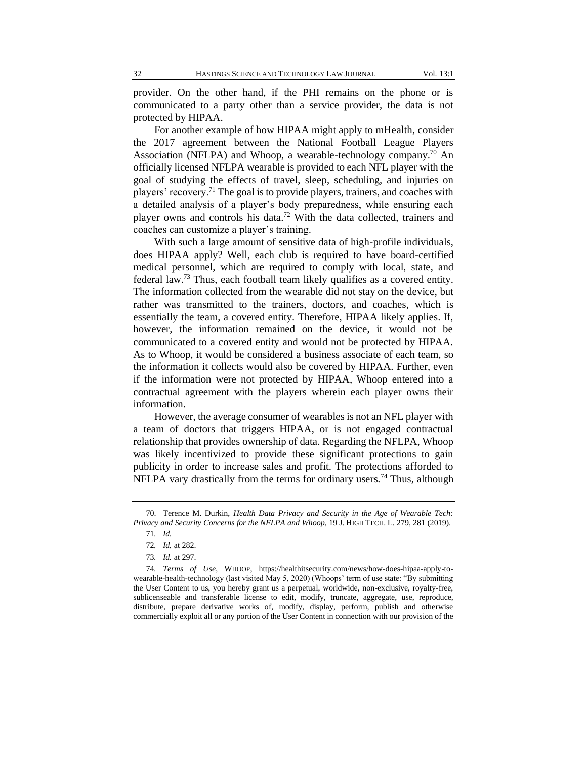provider. On the other hand, if the PHI remains on the phone or is communicated to a party other than a service provider, the data is not protected by HIPAA.

For another example of how HIPAA might apply to mHealth, consider the 2017 agreement between the National Football League Players Association (NFLPA) and Whoop, a wearable-technology company.[70] An officially licensed NFLPA wearable is provided to each NFL player with the goal of studying the effects of travel, sleep, scheduling, and injuries on players' recovery.[71] The goal is to provide players, trainers, and coaches with a detailed analysis of a player's body preparedness, while ensuring each player owns and controls his data.[72] With the data collected, trainers and coaches can customize a player's training.

With such a large amount of sensitive data of high-profile individuals, does HIPAA apply? Well, each club is required to have board-certified medical personnel, which are required to comply with local, state, and federal law.[73] Thus, each football team likely qualifies as a covered entity. The information collected from the wearable did not stay on the device, but rather was transmitted to the trainers, doctors, and coaches, which is essentially the team, a covered entity. Therefore, HIPAA likely applies. If, however, the information remained on the device, it would not be communicated to a covered entity and would not be protected by HIPAA. As to Whoop, it would be considered a business associate of each team, so the information it collects would also be covered by HIPAA. Further, even if the information were not protected by HIPAA, Whoop entered into a contractual agreement with the players wherein each player owns their information.

However, the average consumer of wearables is not an NFL player with a team of doctors that triggers HIPAA, or is not engaged contractual relationship that provides ownership of data. Regarding the NFLPA, Whoop was likely incentivized to provide these significant protections to gain publicity in order to increase sales and profit. The protections afforded to NFLPA vary drastically from the terms for ordinary users.[74] Thus, although

---

70. Terence M. Durkin, *Health Data Privacy and Security in the Age of Wearable Tech: Privacy and Security Concerns for the NFLPA and Whoop*, 19 J. HIGH TECH. L. 279, 281 (2019).

71. *Id.*

72. *Id.* at 282.

73. *Id.* at 297.

74. *Terms of Use*, WHOOP, https://healthitsecurity.com/news/how-does-hipaa-apply-to-wearable-health-technology (last visited May 5, 2020) (Whoops' term of use state: "By submitting the User Content to us, you hereby grant us a perpetual, worldwide, non-exclusive, royalty-free, sublicenseable and transferable license to edit, modify, truncate, aggregate, use, reproduce, distribute, prepare derivative works of, modify, display, perform, publish and otherwise commercially exploit all or any portion of the User Content in connection with our provision of the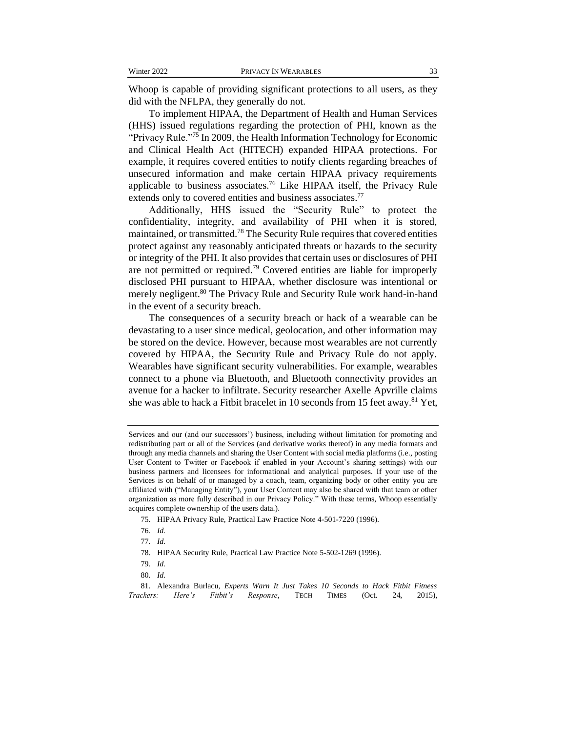Whoop is capable of providing significant protections to all users, as they did with the NFLPA, they generally do not.

To implement HIPAA, the Department of Health and Human Services (HHS) issued regulations regarding the protection of PHI, known as the "Privacy Rule."[75] In 2009, the Health Information Technology for Economic and Clinical Health Act (HITECH) expanded HIPAA protections. For example, it requires covered entities to notify clients regarding breaches of unsecured information and make certain HIPAA privacy requirements applicable to business associates.[76] Like HIPAA itself, the Privacy Rule extends only to covered entities and business associates.[77]

Additionally, HHS issued the "Security Rule" to protect the confidentiality, integrity, and availability of PHI when it is stored, maintained, or transmitted.[78] The Security Rule requires that covered entities protect against any reasonably anticipated threats or hazards to the security or integrity of the PHI. It also provides that certain uses or disclosures of PHI are not permitted or required.[79] Covered entities are liable for improperly disclosed PHI pursuant to HIPAA, whether disclosure was intentional or merely negligent.[80] The Privacy Rule and Security Rule work hand-in-hand in the event of a security breach.

The consequences of a security breach or hack of a wearable can be devastating to a user since medical, geolocation, and other information may be stored on the device. However, because most wearables are not currently covered by HIPAA, the Security Rule and Privacy Rule do not apply. Wearables have significant security vulnerabilities. For example, wearables connect to a phone via Bluetooth, and Bluetooth connectivity provides an avenue for a hacker to infiltrate. Security researcher Axelle Apvrille claims she was able to hack a Fitbit bracelet in 10 seconds from 15 feet away.[81] Yet,

---

Services and our (and our successors') business, including without limitation for promoting and redistributing part or all of the Services (and derivative works thereof) in any media formats and through any media channels and sharing the User Content with social media platforms (i.e., posting User Content to Twitter or Facebook if enabled in your Account's sharing settings) with our business partners and licensees for informational and analytical purposes. If your use of the Services is on behalf of or managed by a coach, team, organizing body or other entity you are affiliated with ("Managing Entity"), your User Content may also be shared with that team or other organization as more fully described in our Privacy Policy." With these terms, Whoop essentially acquires complete ownership of the users data.).

75. HIPAA Privacy Rule, Practical Law Practice Note 4-501-7220 (1996).

76. *Id.*

77. *Id.*

78. HIPAA Security Rule, Practical Law Practice Note 5-502-1269 (1996).

79. *Id.*

80. *Id.*

81. Alexandra Burlacu, *Experts Warn It Just Takes 10 Seconds to Hack Fitbit Fitness Trackers: Here's Fitbit's Response*, TECH TIMES (Oct. 24, 2015),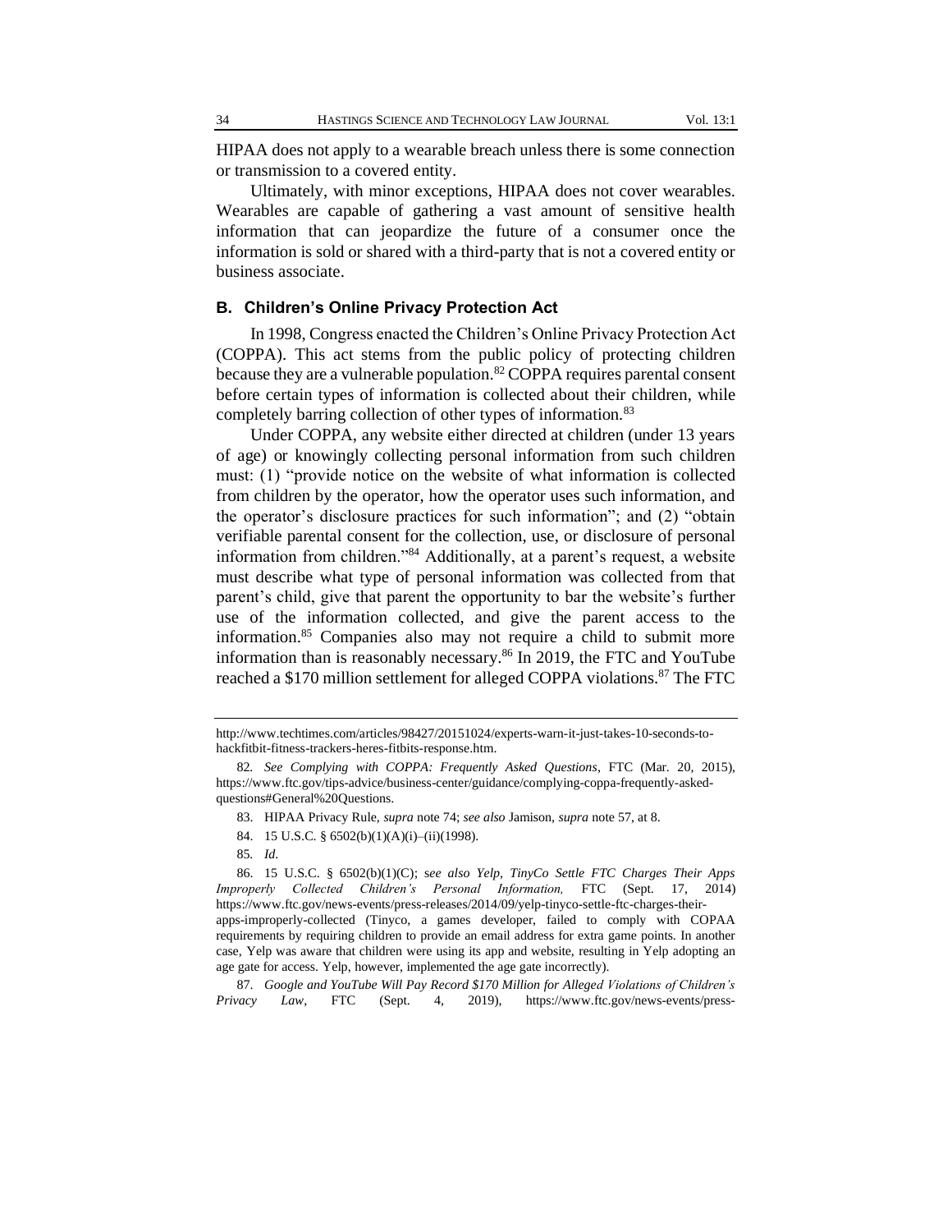HIPAA does not apply to a wearable breach unless there is some connection or transmission to a covered entity.

Ultimately, with minor exceptions, HIPAA does not cover wearables. Wearables are capable of gathering a vast amount of sensitive health information that can jeopardize the future of a consumer once the information is sold or shared with a third-party that is not a covered entity or business associate.

### B. Children's Online Privacy Protection Act

In 1998, Congress enacted the Children's Online Privacy Protection Act (COPPA). This act stems from the public policy of protecting children because they are a vulnerable population.[82] COPPA requires parental consent before certain types of information is collected about their children, while completely barring collection of other types of information.[83]

Under COPPA, any website either directed at children (under 13 years of age) or knowingly collecting personal information from such children must: (1) "provide notice on the website of what information is collected from children by the operator, how the operator uses such information, and the operator's disclosure practices for such information"; and (2) "obtain verifiable parental consent for the collection, use, or disclosure of personal information from children."[84] Additionally, at a parent's request, a website must describe what type of personal information was collected from that parent's child, give that parent the opportunity to bar the website's further use of the information collected, and give the parent access to the information.[85] Companies also may not require a child to submit more information than is reasonably necessary.[86] In 2019, the FTC and YouTube reached a $170 million settlement for alleged COPPA violations.[87] The FTC

---

http://www.techtimes.com/articles/98427/20151024/experts-warn-it-just-takes-10-seconds-to-hackfitbit-fitness-trackers-heres-fitbits-response.htm.

82. *See Complying with COPPA: Frequently Asked Questions*, FTC (Mar. 20, 2015), https://www.ftc.gov/tips-advice/business-center/guidance/complying-coppa-frequently-asked-questions#General%20Questions.

83. HIPAA Privacy Rule, *supra* note 74; *see also* Jamison, *supra* note 57, at 8.

84. 15 U.S.C. § 6502(b)(1)(A)(i)–(ii)(1998).

85. *Id*.

86. 15 U.S.C. § 6502(b)(1)(C); s*ee also Yelp, TinyCo Settle FTC Charges Their Apps Improperly Collected Children's Personal Information,* FTC (Sept. 17, 2014) https://www.ftc.gov/news-events/press-releases/2014/09/yelp-tinyco-settle-ftc-charges-their-apps-improperly-collected (Tinyco, a games developer, failed to comply with COPAA requirements by requiring children to provide an email address for extra game points. In another case, Yelp was aware that children were using its app and website, resulting in Yelp adopting an age gate for access. Yelp, however, implemented the age gate incorrectly).

87. *Google and YouTube Will Pay Record $170 Million for Alleged Violations of Children's Privacy Law*, FTC (Sept. 4, 2019), https://www.ftc.gov/news-events/press-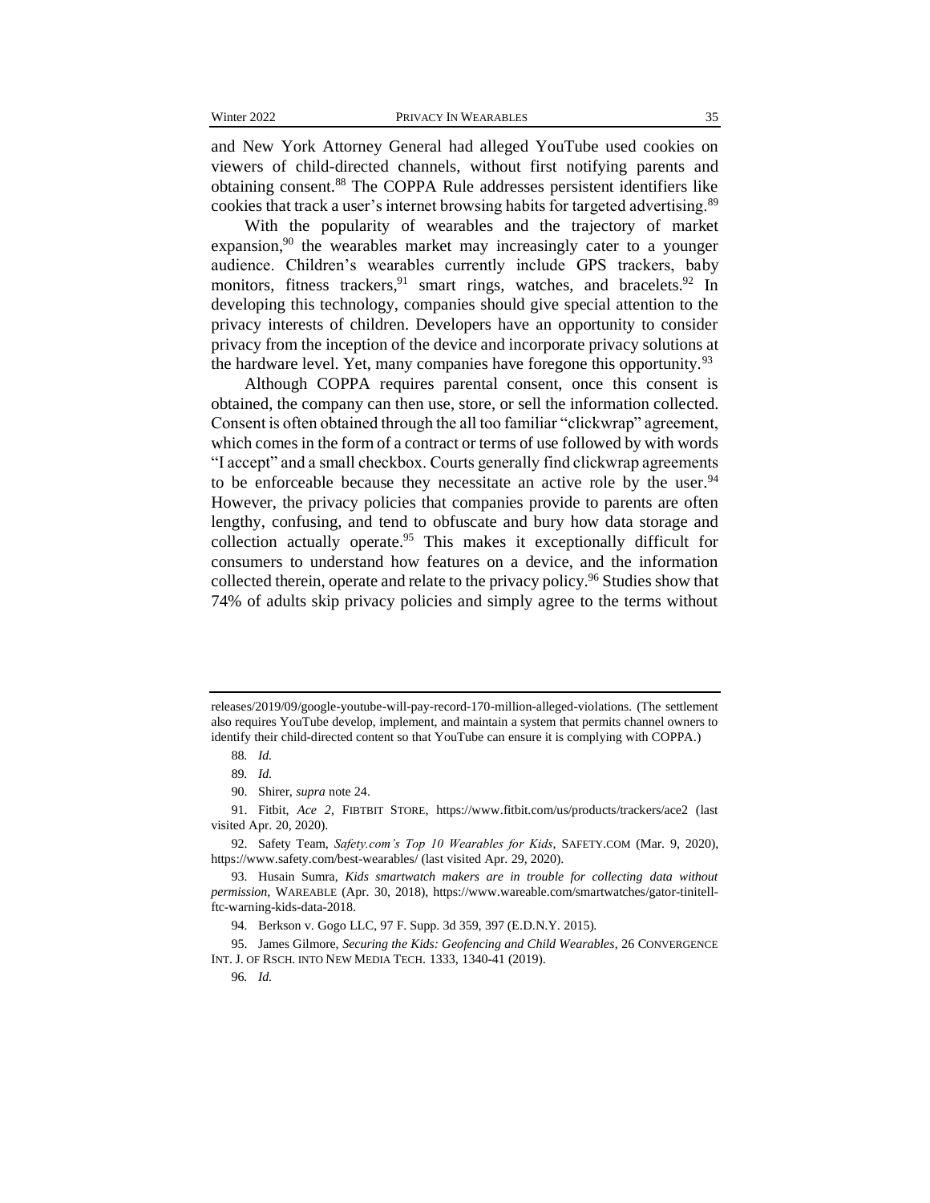and New York Attorney General had alleged YouTube used cookies on viewers of child-directed channels, without first notifying parents and obtaining consent.[88] The COPPA Rule addresses persistent identifiers like cookies that track a user's internet browsing habits for targeted advertising.[89]

With the popularity of wearables and the trajectory of market expansion,[90] the wearables market may increasingly cater to a younger audience. Children's wearables currently include GPS trackers, baby monitors, fitness trackers,[91] smart rings, watches, and bracelets.[92] In developing this technology, companies should give special attention to the privacy interests of children. Developers have an opportunity to consider privacy from the inception of the device and incorporate privacy solutions at the hardware level. Yet, many companies have foregone this opportunity.[93]

Although COPPA requires parental consent, once this consent is obtained, the company can then use, store, or sell the information collected. Consent is often obtained through the all too familiar "clickwrap" agreement, which comes in the form of a contract or terms of use followed by with words "I accept" and a small checkbox. Courts generally find clickwrap agreements to be enforceable because they necessitate an active role by the user.[94] However, the privacy policies that companies provide to parents are often lengthy, confusing, and tend to obfuscate and bury how data storage and collection actually operate.[95] This makes it exceptionally difficult for consumers to understand how features on a device, and the information collected therein, operate and relate to the privacy policy.[96] Studies show that 74% of adults skip privacy policies and simply agree to the terms without

---

releases/2019/09/google-youtube-will-pay-record-170-million-alleged-violations. (The settlement also requires YouTube develop, implement, and maintain a system that permits channel owners to identify their child-directed content so that YouTube can ensure it is complying with COPPA.)

88. *Id.*

89. *Id.*

90. Shirer, *supra* note 24.

91. Fitbit, *Ace 2*, FIBTBIT STORE, https://www.fitbit.com/us/products/trackers/ace2 (last visited Apr. 20, 2020).

92. Safety Team, *Safety.com's Top 10 Wearables for Kids*, SAFETY.COM (Mar. 9, 2020), https://www.safety.com/best-wearables/ (last visited Apr. 29, 2020).

93. Husain Sumra, *Kids smartwatch makers are in trouble for collecting data without permission*, WAREABLE (Apr. 30, 2018), https://www.wareable.com/smartwatches/gator-tinitell-ftc-warning-kids-data-2018.

94. Berkson v. Gogo LLC, 97 F. Supp. 3d 359, 397 (E.D.N.Y. 2015).

95. James Gilmore, *Securing the Kids: Geofencing and Child Wearables*, 26 CONVERGENCE INT. J. OF RSCH. INTO NEW MEDIA TECH. 1333, 1340-41 (2019).

96. *Id.*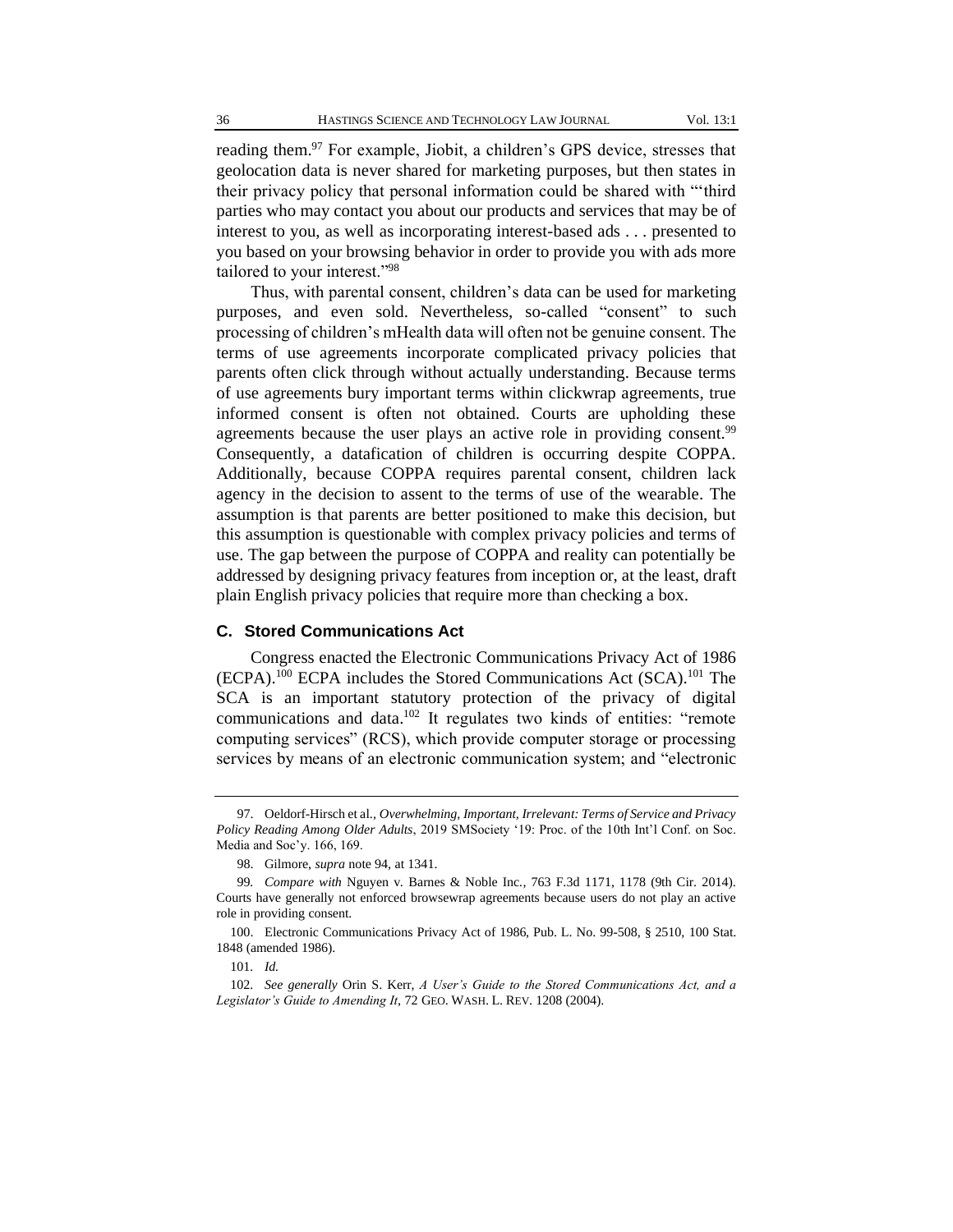reading them.[97] For example, Jiobit, a children's GPS device, stresses that geolocation data is never shared for marketing purposes, but then states in their privacy policy that personal information could be shared with "'third parties who may contact you about our products and services that may be of interest to you, as well as incorporating interest-based ads . . . presented to you based on your browsing behavior in order to provide you with ads more tailored to your interest.'"[98]

Thus, with parental consent, children's data can be used for marketing purposes, and even sold. Nevertheless, so-called "consent" to such processing of children's mHealth data will often not be genuine consent. The terms of use agreements incorporate complicated privacy policies that parents often click through without actually understanding. Because terms of use agreements bury important terms within clickwrap agreements, true informed consent is often not obtained. Courts are upholding these agreements because the user plays an active role in providing consent.[99] Consequently, a datafication of children is occurring despite COPPA. Additionally, because COPPA requires parental consent, children lack agency in the decision to assent to the terms of use of the wearable. The assumption is that parents are better positioned to make this decision, but this assumption is questionable with complex privacy policies and terms of use. The gap between the purpose of COPPA and reality can potentially be addressed by designing privacy features from inception or, at the least, draft plain English privacy policies that require more than checking a box.

### C. Stored Communications Act

Congress enacted the Electronic Communications Privacy Act of 1986 (ECPA).[100] ECPA includes the Stored Communications Act (SCA).[101] The SCA is an important statutory protection of the privacy of digital communications and data.[102] It regulates two kinds of entities: "remote computing services" (RCS), which provide computer storage or processing services by means of an electronic communication system; and "electronic

---

97. Oeldorf-Hirsch et al., *Overwhelming, Important, Irrelevant: Terms of Service and Privacy Policy Reading Among Older Adults*, 2019 SMSociety '19: Proc. of the 10th Int'l Conf. on Soc. Media and Soc'y. 166, 169.

98. Gilmore, *supra* note 94, at 1341.

99. *Compare with* Nguyen v. Barnes & Noble Inc., 763 F.3d 1171, 1178 (9th Cir. 2014). Courts have generally not enforced browsewrap agreements because users do not play an active role in providing consent.

100. Electronic Communications Privacy Act of 1986, Pub. L. No. 99-508, § 2510, 100 Stat. 1848 (amended 1986).

101. *Id.*

102. *See generally* Orin S. Kerr, *A User's Guide to the Stored Communications Act, and a Legislator's Guide to Amending It*, 72 GEO. WASH. L. REV. 1208 (2004).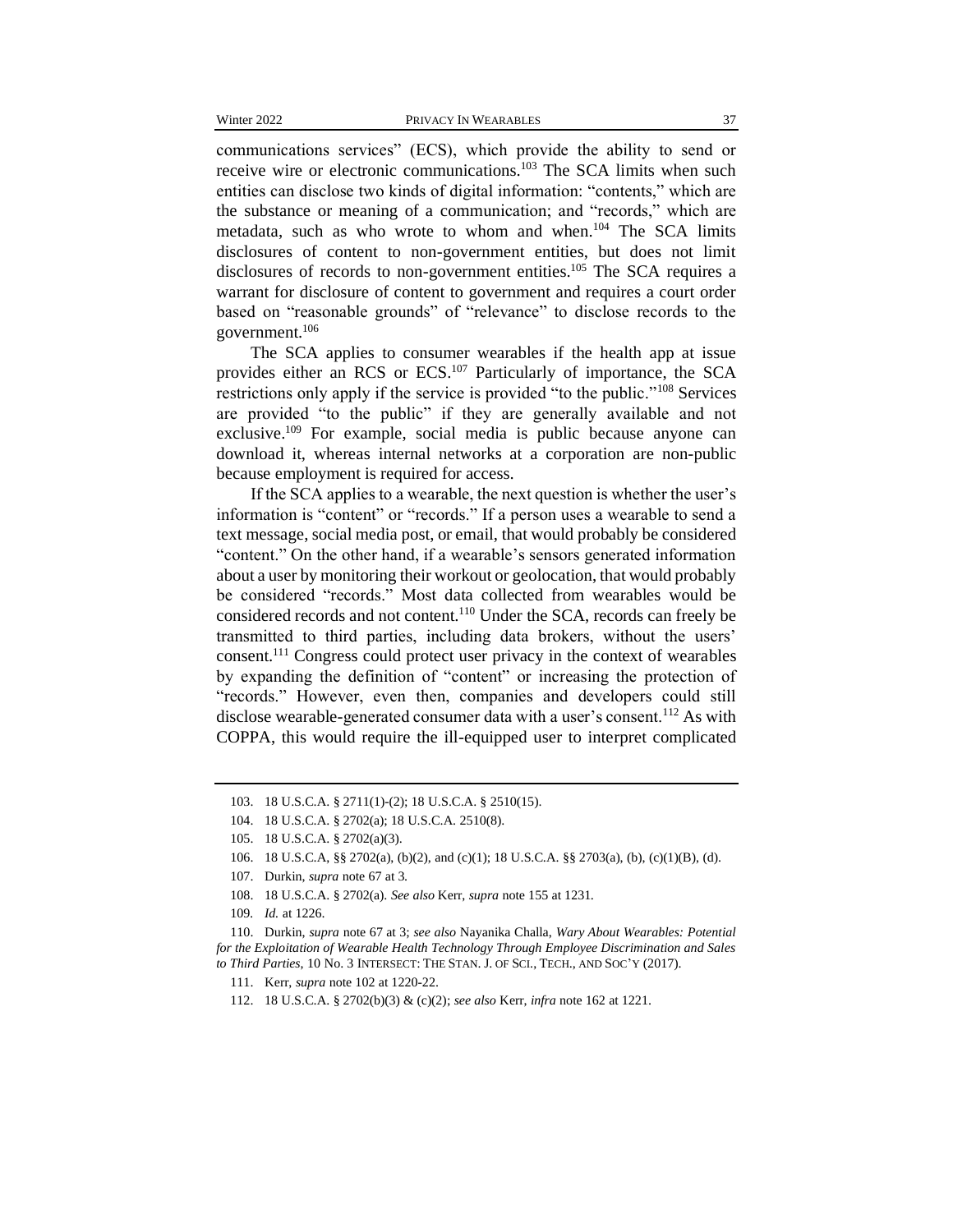communications services" (ECS), which provide the ability to send or receive wire or electronic communications.[103] The SCA limits when such entities can disclose two kinds of digital information: "contents," which are the substance or meaning of a communication; and "records," which are metadata, such as who wrote to whom and when.[104] The SCA limits disclosures of content to non-government entities, but does not limit disclosures of records to non-government entities.[105] The SCA requires a warrant for disclosure of content to government and requires a court order based on "reasonable grounds" of "relevance" to disclose records to the government.[106]

The SCA applies to consumer wearables if the health app at issue provides either an RCS or ECS.[107] Particularly of importance, the SCA restrictions only apply if the service is provided "to the public."[108] Services are provided "to the public" if they are generally available and not exclusive.[109] For example, social media is public because anyone can download it, whereas internal networks at a corporation are non-public because employment is required for access.

If the SCA applies to a wearable, the next question is whether the user's information is "content" or "records." If a person uses a wearable to send a text message, social media post, or email, that would probably be considered "content." On the other hand, if a wearable's sensors generated information about a user by monitoring their workout or geolocation, that would probably be considered "records." Most data collected from wearables would be considered records and not content.[110] Under the SCA, records can freely be transmitted to third parties, including data brokers, without the users' consent.[111] Congress could protect user privacy in the context of wearables by expanding the definition of "content" or increasing the protection of "records." However, even then, companies and developers could still disclose wearable-generated consumer data with a user's consent.[112] As with COPPA, this would require the ill-equipped user to interpret complicated

---

103. 18 U.S.C.A. § 2711(1)-(2); 18 U.S.C.A. § 2510(15).

104. 18 U.S.C.A. § 2702(a); 18 U.S.C.A. 2510(8).

105. 18 U.S.C.A. § 2702(a)(3).

106. 18 U.S.C.A, §§ 2702(a), (b)(2), and (c)(1); 18 U.S.C.A. §§ 2703(a), (b), (c)(1)(B), (d).

107. Durkin, *supra* note 67 at 3.

108. 18 U.S.C.A. § 2702(a). *See also* Kerr, *supra* note 155 at 1231.

109. *Id.* at 1226.

110. Durkin, *supra* note 67 at 3; *see also* Nayanika Challa, *Wary About Wearables: Potential for the Exploitation of Wearable Health Technology Through Employee Discrimination and Sales to Third Parties*, 10 No. 3 INTERSECT: THE STAN. J. OF SCI., TECH., AND SOC'Y (2017).

111. Kerr, *supra* note 102 at 1220-22.

112. 18 U.S.C.A. § 2702(b)(3) & (c)(2); *see also* Kerr, *infra* note 162 at 1221.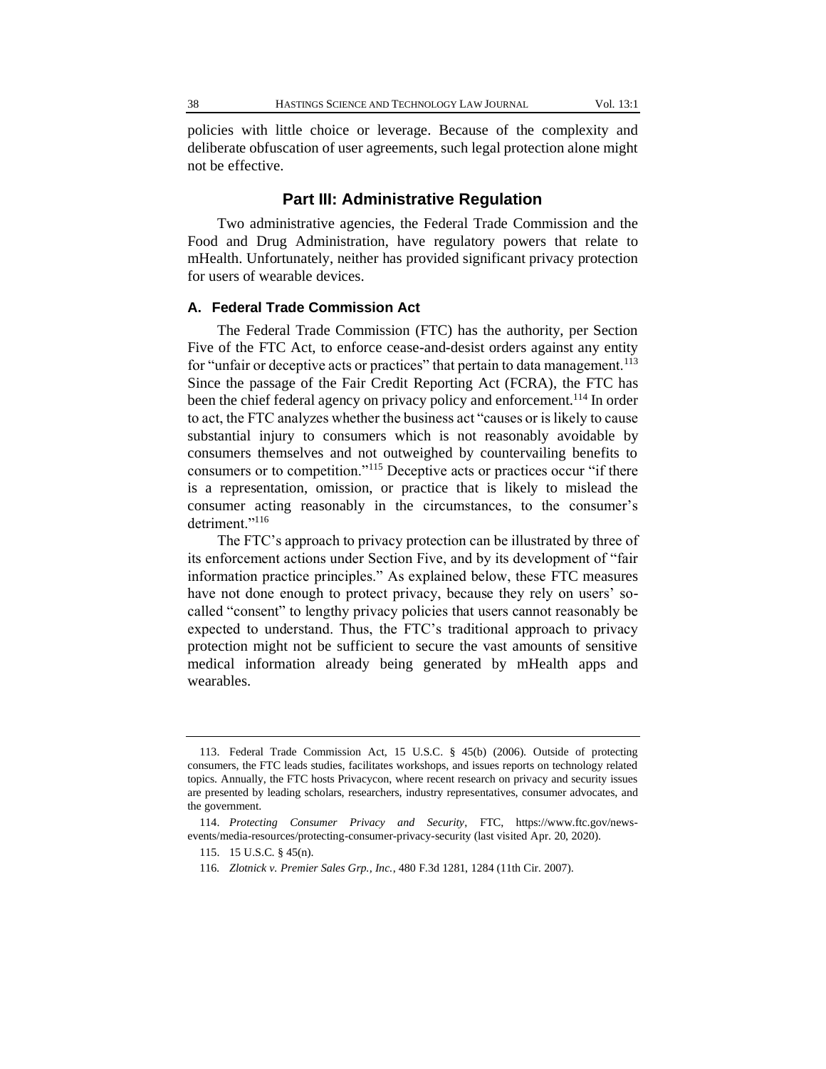policies with little choice or leverage. Because of the complexity and deliberate obfuscation of user agreements, such legal protection alone might not be effective.

## Part III: Administrative Regulation

Two administrative agencies, the Federal Trade Commission and the Food and Drug Administration, have regulatory powers that relate to mHealth. Unfortunately, neither has provided significant privacy protection for users of wearable devices.

### A. Federal Trade Commission Act

The Federal Trade Commission (FTC) has the authority, per Section Five of the FTC Act, to enforce cease-and-desist orders against any entity for "unfair or deceptive acts or practices" that pertain to data management.[113] Since the passage of the Fair Credit Reporting Act (FCRA), the FTC has been the chief federal agency on privacy policy and enforcement.[114] In order to act, the FTC analyzes whether the business act "causes or is likely to cause substantial injury to consumers which is not reasonably avoidable by consumers themselves and not outweighed by countervailing benefits to consumers or to competition."[115] Deceptive acts or practices occur "if there is a representation, omission, or practice that is likely to mislead the consumer acting reasonably in the circumstances, to the consumer's detriment."[116]

The FTC's approach to privacy protection can be illustrated by three of its enforcement actions under Section Five, and by its development of "fair information practice principles." As explained below, these FTC measures have not done enough to protect privacy, because they rely on users' so-called "consent" to lengthy privacy policies that users cannot reasonably be expected to understand. Thus, the FTC's traditional approach to privacy protection might not be sufficient to secure the vast amounts of sensitive medical information already being generated by mHealth apps and wearables.

---

113. Federal Trade Commission Act, 15 U.S.C. § 45(b) (2006). Outside of protecting consumers, the FTC leads studies, facilitates workshops, and issues reports on technology related topics. Annually, the FTC hosts Privacycon, where recent research on privacy and security issues are presented by leading scholars, researchers, industry representatives, consumer advocates, and the government.

114. *Protecting Consumer Privacy and Security*, FTC, https://www.ftc.gov/news-events/media-resources/protecting-consumer-privacy-security (last visited Apr. 20, 2020).

115. 15 U.S.C. § 45(n).

116. *Zlotnick v. Premier Sales Grp., Inc.*, 480 F.3d 1281, 1284 (11th Cir. 2007).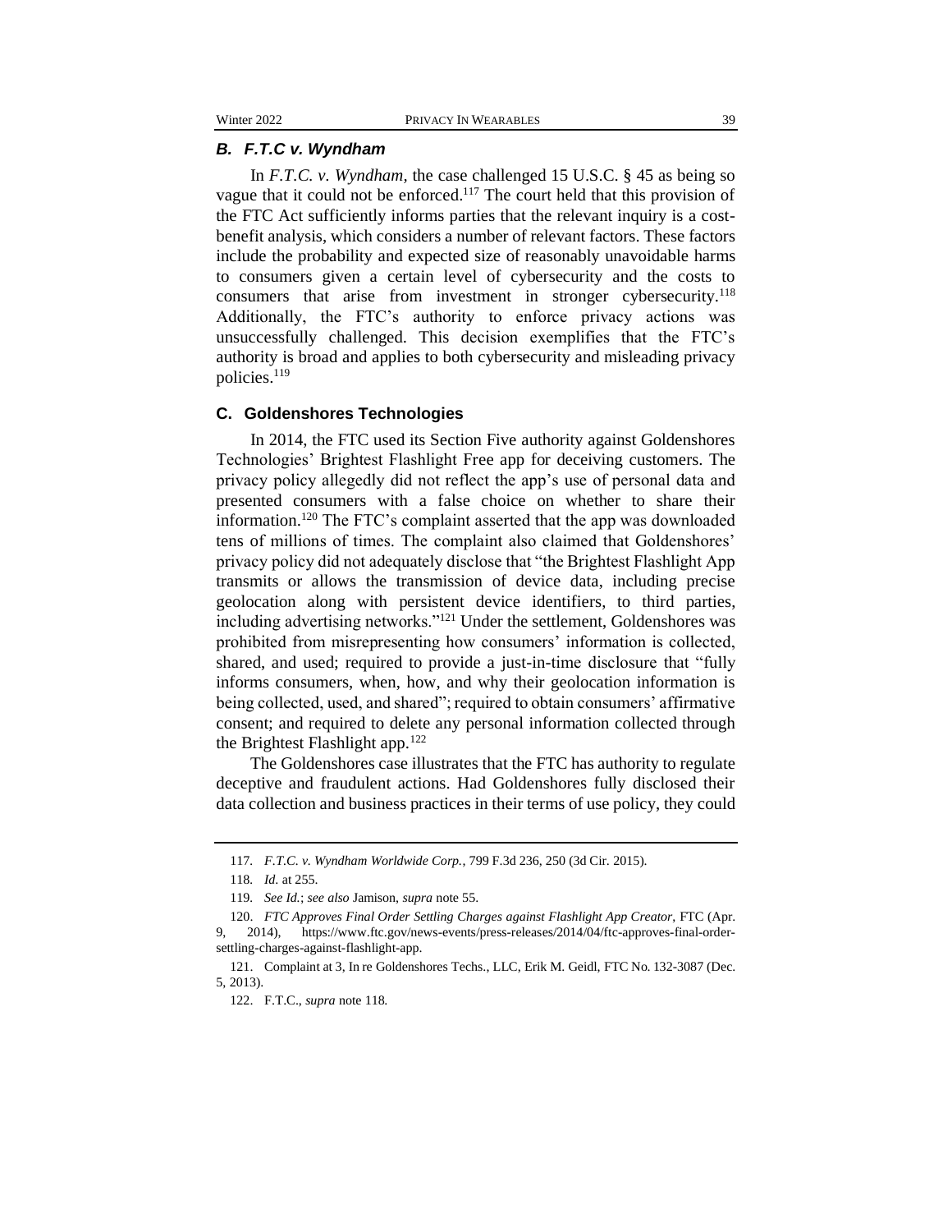### *B. F.T.C v. Wyndham*

In *F.T.C. v. Wyndham*, the case challenged 15 U.S.C. § 45 as being so vague that it could not be enforced.[117] The court held that this provision of the FTC Act sufficiently informs parties that the relevant inquiry is a cost-benefit analysis, which considers a number of relevant factors. These factors include the probability and expected size of reasonably unavoidable harms to consumers given a certain level of cybersecurity and the costs to consumers that arise from investment in stronger cybersecurity.[118] Additionally, the FTC's authority to enforce privacy actions was unsuccessfully challenged. This decision exemplifies that the FTC's authority is broad and applies to both cybersecurity and misleading privacy policies.[119]

### **C. Goldenshores Technologies**

In 2014, the FTC used its Section Five authority against Goldenshores Technologies' Brightest Flashlight Free app for deceiving customers. The privacy policy allegedly did not reflect the app's use of personal data and presented consumers with a false choice on whether to share their information.[120] The FTC's complaint asserted that the app was downloaded tens of millions of times. The complaint also claimed that Goldenshores' privacy policy did not adequately disclose that "the Brightest Flashlight App transmits or allows the transmission of device data, including precise geolocation along with persistent device identifiers, to third parties, including advertising networks."[121] Under the settlement, Goldenshores was prohibited from misrepresenting how consumers' information is collected, shared, and used; required to provide a just-in-time disclosure that "fully informs consumers, when, how, and why their geolocation information is being collected, used, and shared"; required to obtain consumers' affirmative consent; and required to delete any personal information collected through the Brightest Flashlight app.[122]

The Goldenshores case illustrates that the FTC has authority to regulate deceptive and fraudulent actions. Had Goldenshores fully disclosed their data collection and business practices in their terms of use policy, they could

---

117. *F.T.C. v. Wyndham Worldwide Corp.*, 799 F.3d 236, 250 (3d Cir. 2015).

118. *Id.* at 255.

119. *See Id.*; *see also* Jamison, *supra* note 55.

120. *FTC Approves Final Order Settling Charges against Flashlight App Creator*, FTC (Apr. 9, 2014), https://www.ftc.gov/news-events/press-releases/2014/04/ftc-approves-final-order-settling-charges-against-flashlight-app.

121. Complaint at 3, In re Goldenshores Techs., LLC, Erik M. Geidl, FTC No. 132-3087 (Dec. 5, 2013).

122. F.T.C., *supra* note 118.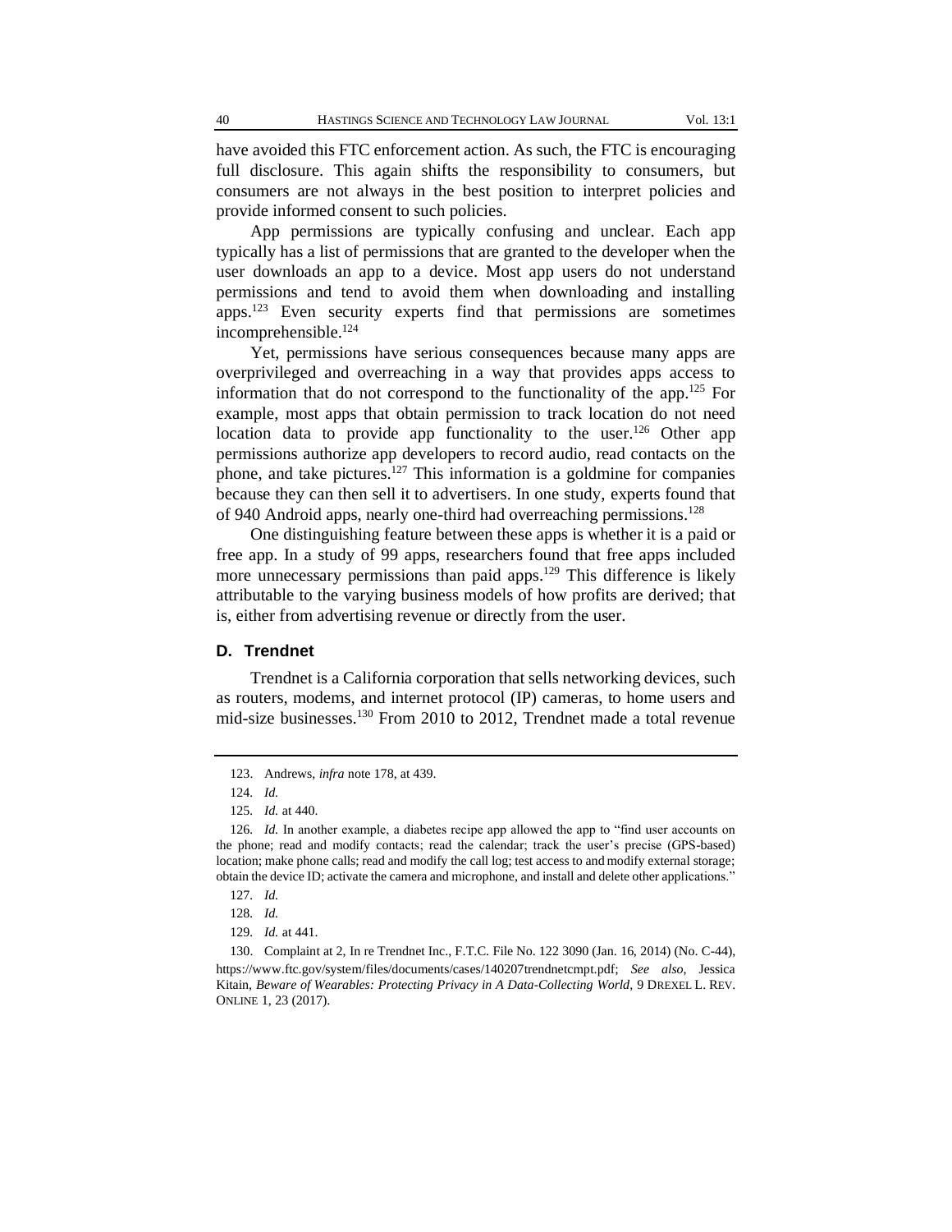have avoided this FTC enforcement action. As such, the FTC is encouraging full disclosure. This again shifts the responsibility to consumers, but consumers are not always in the best position to interpret policies and provide informed consent to such policies.

App permissions are typically confusing and unclear. Each app typically has a list of permissions that are granted to the developer when the user downloads an app to a device. Most app users do not understand permissions and tend to avoid them when downloading and installing apps.[123] Even security experts find that permissions are sometimes incomprehensible.[124]

Yet, permissions have serious consequences because many apps are overprivileged and overreaching in a way that provides apps access to information that do not correspond to the functionality of the app.[125] For example, most apps that obtain permission to track location do not need location data to provide app functionality to the user.[126] Other app permissions authorize app developers to record audio, read contacts on the phone, and take pictures.[127] This information is a goldmine for companies because they can then sell it to advertisers. In one study, experts found that of 940 Android apps, nearly one-third had overreaching permissions.[128]

One distinguishing feature between these apps is whether it is a paid or free app. In a study of 99 apps, researchers found that free apps included more unnecessary permissions than paid apps.[129] This difference is likely attributable to the varying business models of how profits are derived; that is, either from advertising revenue or directly from the user.

### D. Trendnet

Trendnet is a California corporation that sells networking devices, such as routers, modems, and internet protocol (IP) cameras, to home users and mid-size businesses.[130] From 2010 to 2012, Trendnet made a total revenue

---

123. Andrews, *infra* note 178, at 439.

124. *Id.*

125. *Id.* at 440.

126. *Id.* In another example, a diabetes recipe app allowed the app to "find user accounts on the phone; read and modify contacts; read the calendar; track the user's precise (GPS-based) location; make phone calls; read and modify the call log; test access to and modify external storage; obtain the device ID; activate the camera and microphone, and install and delete other applications."

127. *Id.*

128. *Id.*

129. *Id.* at 441.

130. Complaint at 2, In re Trendnet Inc., F.T.C. File No. 122 3090 (Jan. 16, 2014) (No. C-44), https://www.ftc.gov/system/files/documents/cases/140207trendnetcmpt.pdf; *See also*, Jessica Kitain, *Beware of Wearables: Protecting Privacy in A Data-Collecting World*, 9 DREXEL L. REV. ONLINE 1, 23 (2017).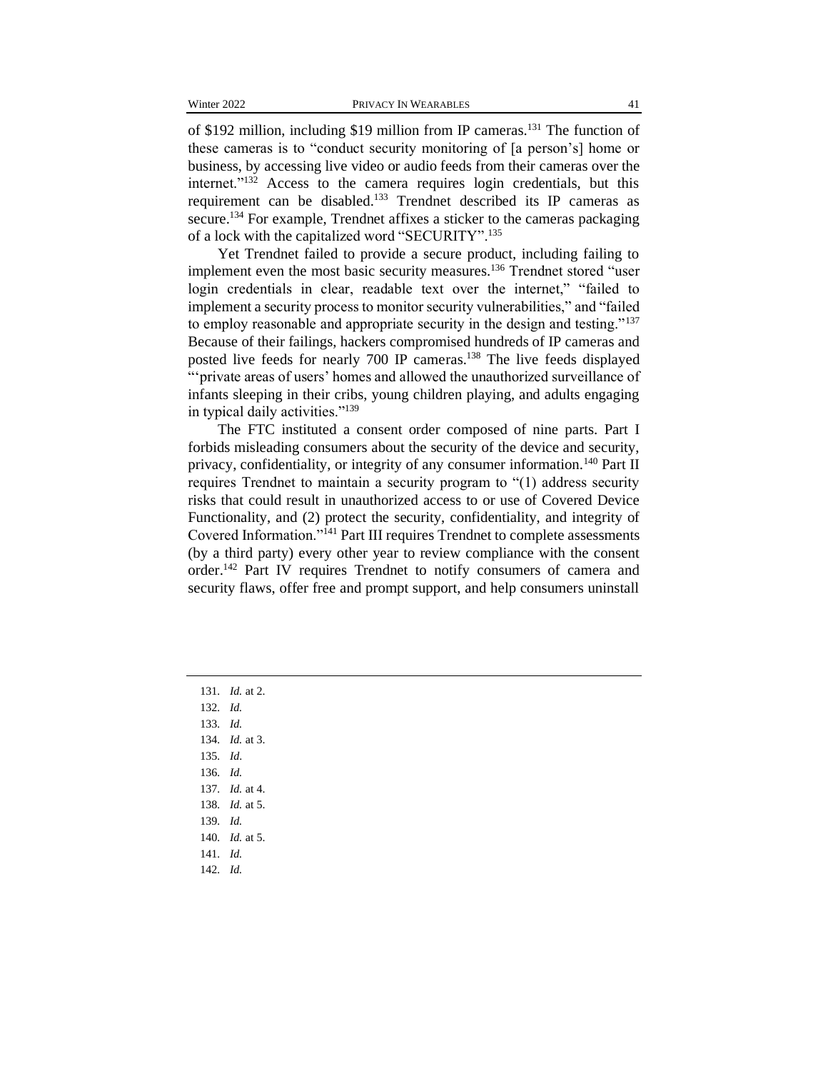of $192 million, including $19 million from IP cameras.[131] The function of these cameras is to "conduct security monitoring of [a person's] home or business, by accessing live video or audio feeds from their cameras over the internet."[132] Access to the camera requires login credentials, but this requirement can be disabled.[133] Trendnet described its IP cameras as secure.[134] For example, Trendnet affixes a sticker to the cameras packaging of a lock with the capitalized word "SECURITY".[135]

Yet Trendnet failed to provide a secure product, including failing to implement even the most basic security measures.[136] Trendnet stored "user login credentials in clear, readable text over the internet," "failed to implement a security process to monitor security vulnerabilities," and "failed to employ reasonable and appropriate security in the design and testing."[137] Because of their failings, hackers compromised hundreds of IP cameras and posted live feeds for nearly 700 IP cameras.[138] The live feeds displayed "'private areas of users' homes and allowed the unauthorized surveillance of infants sleeping in their cribs, young children playing, and adults engaging in typical daily activities."[139]

The FTC instituted a consent order composed of nine parts. Part I forbids misleading consumers about the security of the device and security, privacy, confidentiality, or integrity of any consumer information.[140] Part II requires Trendnet to maintain a security program to "(1) address security risks that could result in unauthorized access to or use of Covered Device Functionality, and (2) protect the security, confidentiality, and integrity of Covered Information."[141] Part III requires Trendnet to complete assessments (by a third party) every other year to review compliance with the consent order.[142] Part IV requires Trendnet to notify consumers of camera and security flaws, offer free and prompt support, and help consumers uninstall

---

131. *Id.* at 2.
132. *Id.*
133. *Id.*
134. *Id.* at 3.
135. *Id*.
136. *Id.*
137. *Id.* at 4.
138. *Id.* at 5.
139. *Id.*
140. *Id.* at 5.
141. *Id.*
142. *Id.*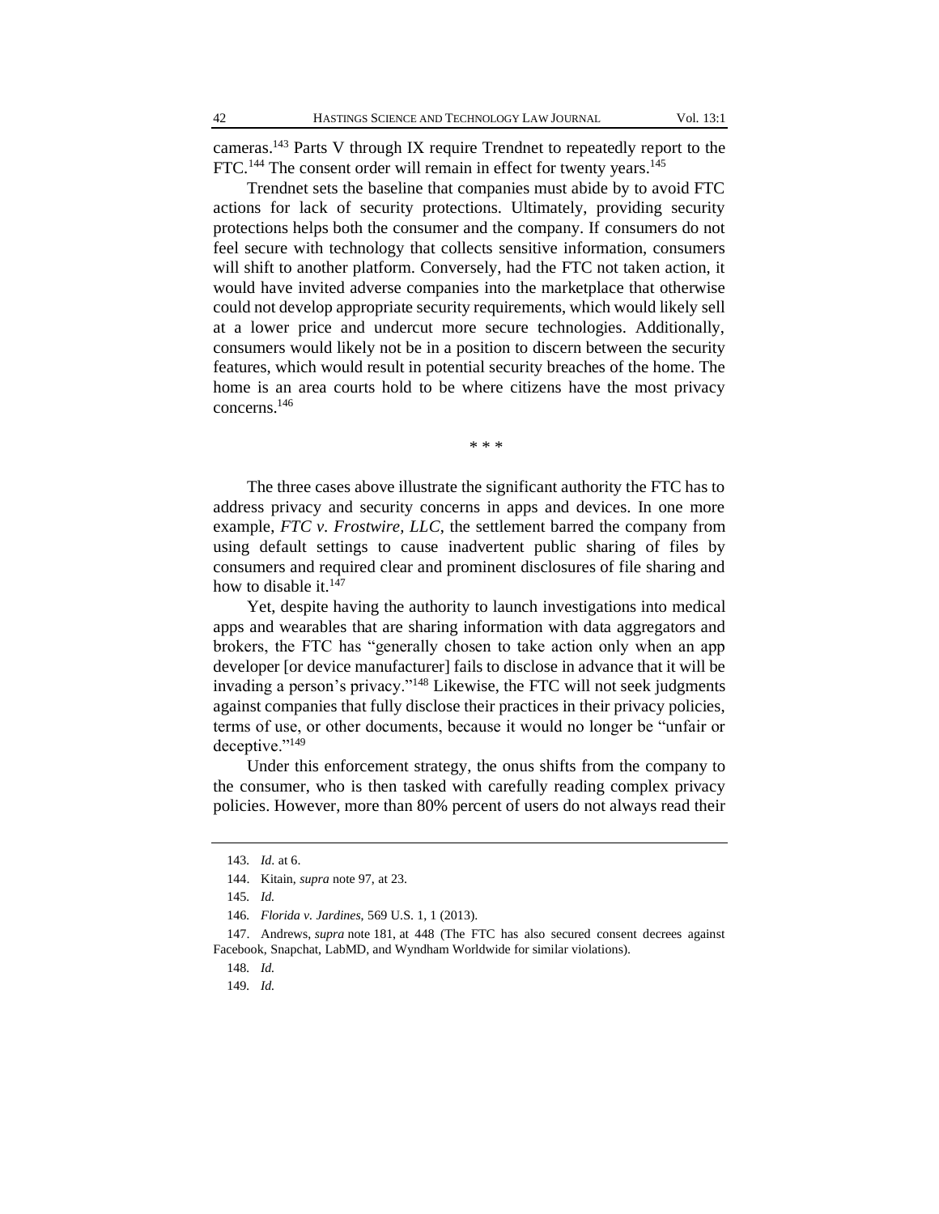cameras.[143] Parts V through IX require Trendnet to repeatedly report to the FTC.[144] The consent order will remain in effect for twenty years.[145]

Trendnet sets the baseline that companies must abide by to avoid FTC actions for lack of security protections. Ultimately, providing security protections helps both the consumer and the company. If consumers do not feel secure with technology that collects sensitive information, consumers will shift to another platform. Conversely, had the FTC not taken action, it would have invited adverse companies into the marketplace that otherwise could not develop appropriate security requirements, which would likely sell at a lower price and undercut more secure technologies. Additionally, consumers would likely not be in a position to discern between the security features, which would result in potential security breaches of the home. The home is an area courts hold to be where citizens have the most privacy concerns.[146]

\* \* \*

The three cases above illustrate the significant authority the FTC has to address privacy and security concerns in apps and devices. In one more example, *FTC v. Frostwire, LLC*, the settlement barred the company from using default settings to cause inadvertent public sharing of files by consumers and required clear and prominent disclosures of file sharing and how to disable it.[147]

Yet, despite having the authority to launch investigations into medical apps and wearables that are sharing information with data aggregators and brokers, the FTC has "generally chosen to take action only when an app developer [or device manufacturer] fails to disclose in advance that it will be invading a person's privacy."[148] Likewise, the FTC will not seek judgments against companies that fully disclose their practices in their privacy policies, terms of use, or other documents, because it would no longer be "unfair or deceptive."[149]

Under this enforcement strategy, the onus shifts from the company to the consumer, who is then tasked with carefully reading complex privacy policies. However, more than 80% percent of users do not always read their

---

143. *Id.* at 6.

144. Kitain, *supra* note 97, at 23.

145. *Id.*

146. *Florida v. Jardines*, 569 U.S. 1, 1 (2013).

147. Andrews, *supra* note 181, at 448 (The FTC has also secured consent decrees against Facebook, Snapchat, LabMD, and Wyndham Worldwide for similar violations).

148. *Id.*

149. *Id.*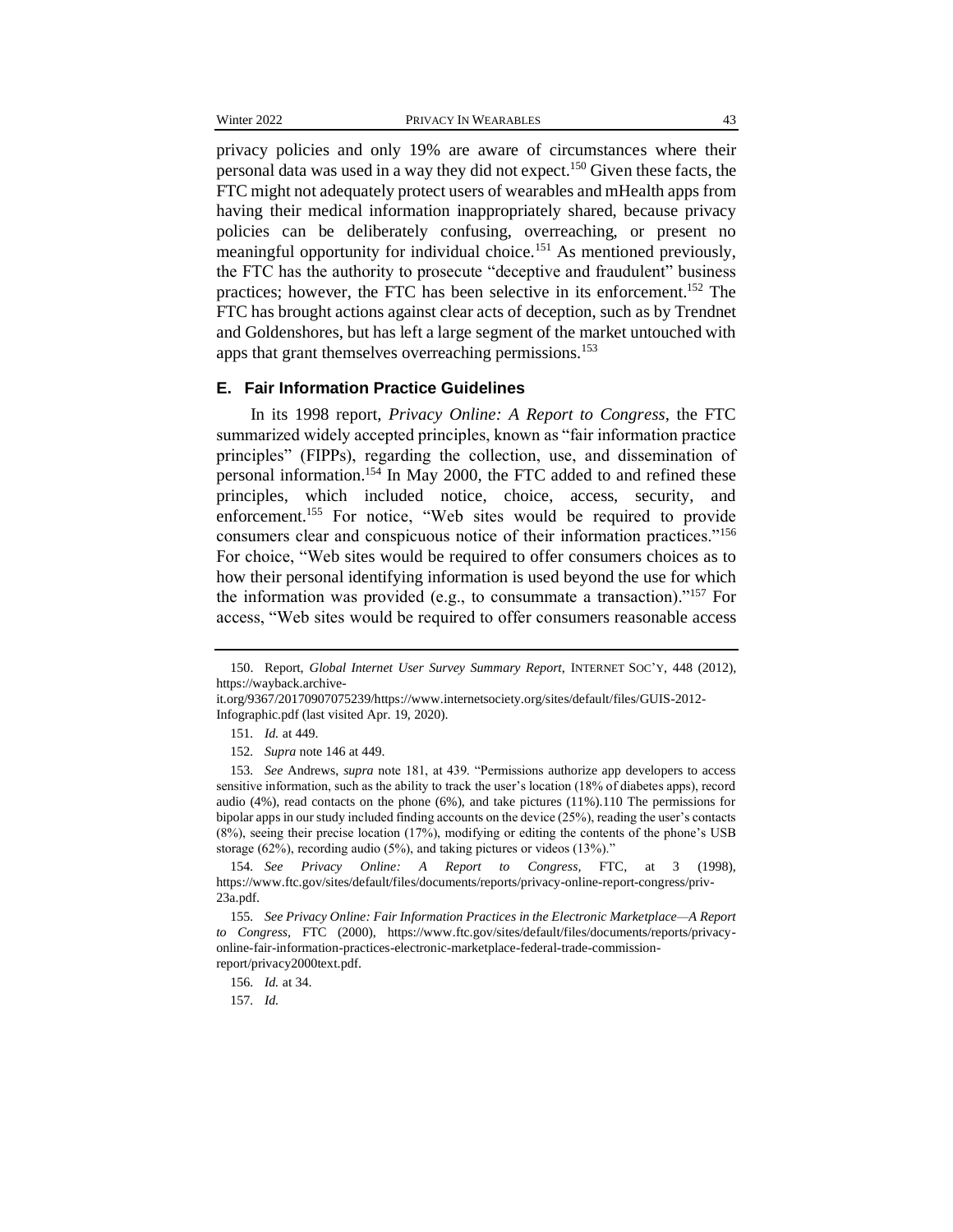privacy policies and only 19% are aware of circumstances where their personal data was used in a way they did not expect.[150] Given these facts, the FTC might not adequately protect users of wearables and mHealth apps from having their medical information inappropriately shared, because privacy policies can be deliberately confusing, overreaching, or present no meaningful opportunity for individual choice.[151] As mentioned previously, the FTC has the authority to prosecute "deceptive and fraudulent" business practices; however, the FTC has been selective in its enforcement.[152] The FTC has brought actions against clear acts of deception, such as by Trendnet and Goldenshores, but has left a large segment of the market untouched with apps that grant themselves overreaching permissions.[153]

### E. Fair Information Practice Guidelines

In its 1998 report, *Privacy Online: A Report to Congress*, the FTC summarized widely accepted principles, known as "fair information practice principles" (FIPPs), regarding the collection, use, and dissemination of personal information.[154] In May 2000, the FTC added to and refined these principles, which included notice, choice, access, security, and enforcement.[155] For notice, "Web sites would be required to provide consumers clear and conspicuous notice of their information practices."[156] For choice, "Web sites would be required to offer consumers choices as to how their personal identifying information is used beyond the use for which the information was provided (e.g., to consummate a transaction)."[157] For access, "Web sites would be required to offer consumers reasonable access

---

150. Report, *Global Internet User Survey Summary Report*, INTERNET SOC'Y, 448 (2012), https://wayback.archive-it.org/9367/20170907075239/https://www.internetsociety.org/sites/default/files/GUIS-2012-Infographic.pdf (last visited Apr. 19, 2020).

151. *Id.* at 449.

152. *Supra* note 146 at 449.

153. *See* Andrews, *supra* note 181, at 439. "Permissions authorize app developers to access sensitive information, such as the ability to track the user's location (18% of diabetes apps), record audio (4%), read contacts on the phone (6%), and take pictures (11%).110 The permissions for bipolar apps in our study included finding accounts on the device (25%), reading the user's contacts (8%), seeing their precise location (17%), modifying or editing the contents of the phone's USB storage (62%), recording audio (5%), and taking pictures or videos (13%)."

154. *See Privacy Online: A Report to Congress*, FTC, at 3 (1998), https://www.ftc.gov/sites/default/files/documents/reports/privacy-online-report-congress/priv-23a.pdf.

155. *See Privacy Online: Fair Information Practices in the Electronic Marketplace—A Report to Congress*, FTC (2000), https://www.ftc.gov/sites/default/files/documents/reports/privacy-online-fair-information-practices-electronic-marketplace-federal-trade-commission-report/privacy2000text.pdf.

156. *Id.* at 34.

157. *Id.*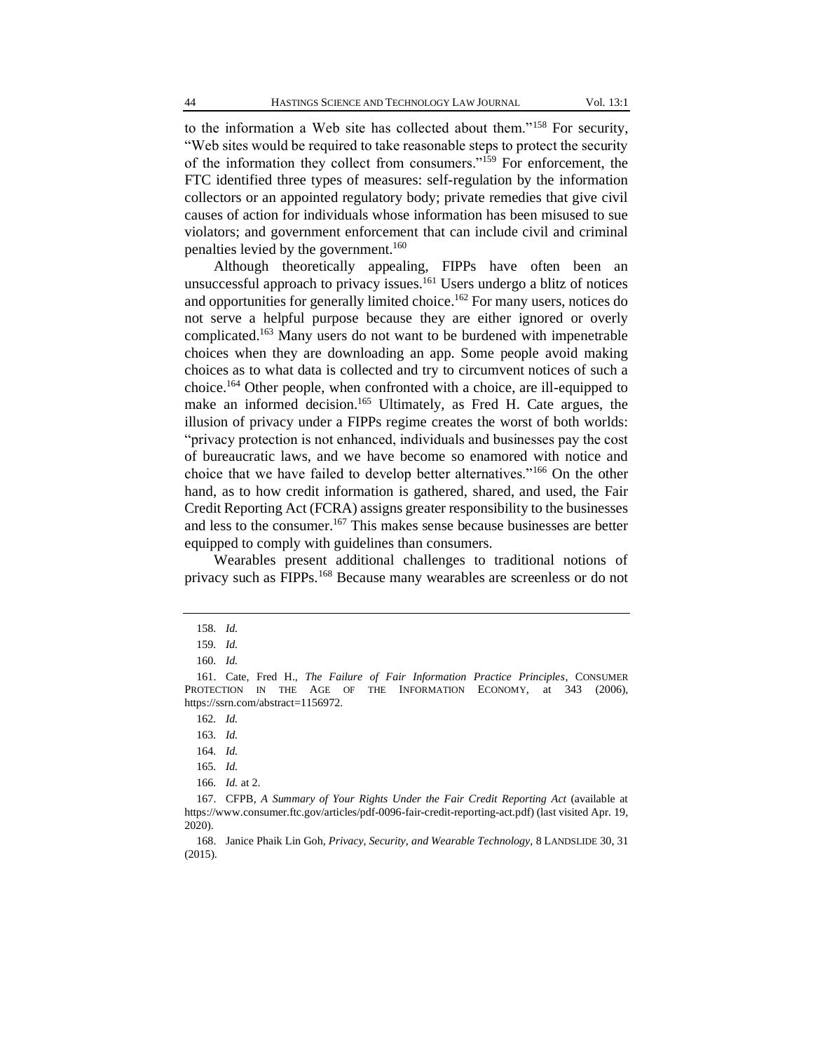to the information a Web site has collected about them."[158] For security, "Web sites would be required to take reasonable steps to protect the security of the information they collect from consumers."[159] For enforcement, the FTC identified three types of measures: self-regulation by the information collectors or an appointed regulatory body; private remedies that give civil causes of action for individuals whose information has been misused to sue violators; and government enforcement that can include civil and criminal penalties levied by the government.[160]

Although theoretically appealing, FIPPs have often been an unsuccessful approach to privacy issues.[161] Users undergo a blitz of notices and opportunities for generally limited choice.[162] For many users, notices do not serve a helpful purpose because they are either ignored or overly complicated.[163] Many users do not want to be burdened with impenetrable choices when they are downloading an app. Some people avoid making choices as to what data is collected and try to circumvent notices of such a choice.[164] Other people, when confronted with a choice, are ill-equipped to make an informed decision.[165] Ultimately, as Fred H. Cate argues, the illusion of privacy under a FIPPs regime creates the worst of both worlds: "privacy protection is not enhanced, individuals and businesses pay the cost of bureaucratic laws, and we have become so enamored with notice and choice that we have failed to develop better alternatives."[166] On the other hand, as to how credit information is gathered, shared, and used, the Fair Credit Reporting Act (FCRA) assigns greater responsibility to the businesses and less to the consumer.[167] This makes sense because businesses are better equipped to comply with guidelines than consumers.

Wearables present additional challenges to traditional notions of privacy such as FIPPs.[168] Because many wearables are screenless or do not

---

158. *Id.*

159. *Id.*

160. *Id.*

161. Cate, Fred H., *The Failure of Fair Information Practice Principles*, CONSUMER PROTECTION IN THE AGE OF THE INFORMATION ECONOMY, at 343 (2006), https://ssrn.com/abstract=1156972.

162. *Id.*

163. *Id.*

164. *Id.*

165. *Id.*

166. *Id.* at 2.

167. CFPB, *A Summary of Your Rights Under the Fair Credit Reporting Act* (available at https://www.consumer.ftc.gov/articles/pdf-0096-fair-credit-reporting-act.pdf) (last visited Apr. 19, 2020).

168. Janice Phaik Lin Goh, *Privacy, Security, and Wearable Technology*, 8 LANDSLIDE 30, 31 (2015).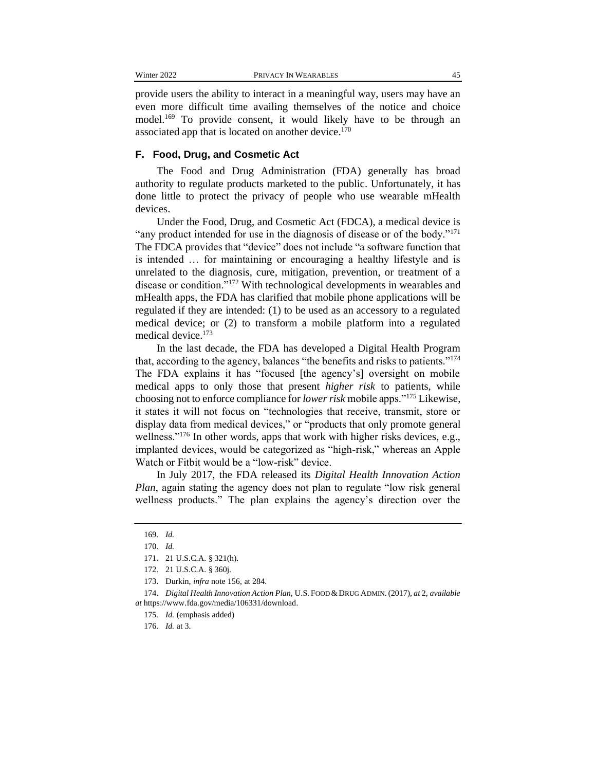provide users the ability to interact in a meaningful way, users may have an even more difficult time availing themselves of the notice and choice model.[169] To provide consent, it would likely have to be through an associated app that is located on another device.[170]

### F. Food, Drug, and Cosmetic Act

The Food and Drug Administration (FDA) generally has broad authority to regulate products marketed to the public. Unfortunately, it has done little to protect the privacy of people who use wearable mHealth devices.

Under the Food, Drug, and Cosmetic Act (FDCA), a medical device is "any product intended for use in the diagnosis of disease or of the body."[171] The FDCA provides that "device" does not include "a software function that is intended … for maintaining or encouraging a healthy lifestyle and is unrelated to the diagnosis, cure, mitigation, prevention, or treatment of a disease or condition."[172] With technological developments in wearables and mHealth apps, the FDA has clarified that mobile phone applications will be regulated if they are intended: (1) to be used as an accessory to a regulated medical device; or (2) to transform a mobile platform into a regulated medical device.[173]

In the last decade, the FDA has developed a Digital Health Program that, according to the agency, balances "the benefits and risks to patients."[174] The FDA explains it has "focused [the agency's] oversight on mobile medical apps to only those that present *higher risk* to patients, while choosing not to enforce compliance for *lower risk* mobile apps."[175] Likewise, it states it will not focus on "technologies that receive, transmit, store or display data from medical devices," or "products that only promote general wellness."[176] In other words, apps that work with higher risks devices, e.g., implanted devices, would be categorized as "high-risk," whereas an Apple Watch or Fitbit would be a "low-risk" device.

In July 2017, the FDA released its *Digital Health Innovation Action Plan*, again stating the agency does not plan to regulate "low risk general wellness products." The plan explains the agency's direction over the

---

169. *Id.*

170. *Id.*

171. 21 U.S.C.A. § 321(h).

172. 21 U.S.C.A. § 360j.

173. Durkin, *infra* note 156, at 284.

174. *Digital Health Innovation Action Plan*, U.S. FOOD & DRUG ADMIN. (2017), *at* 2, *available at* https://www.fda.gov/media/106331/download.

175. *Id.* (emphasis added)

176. *Id.* at 3.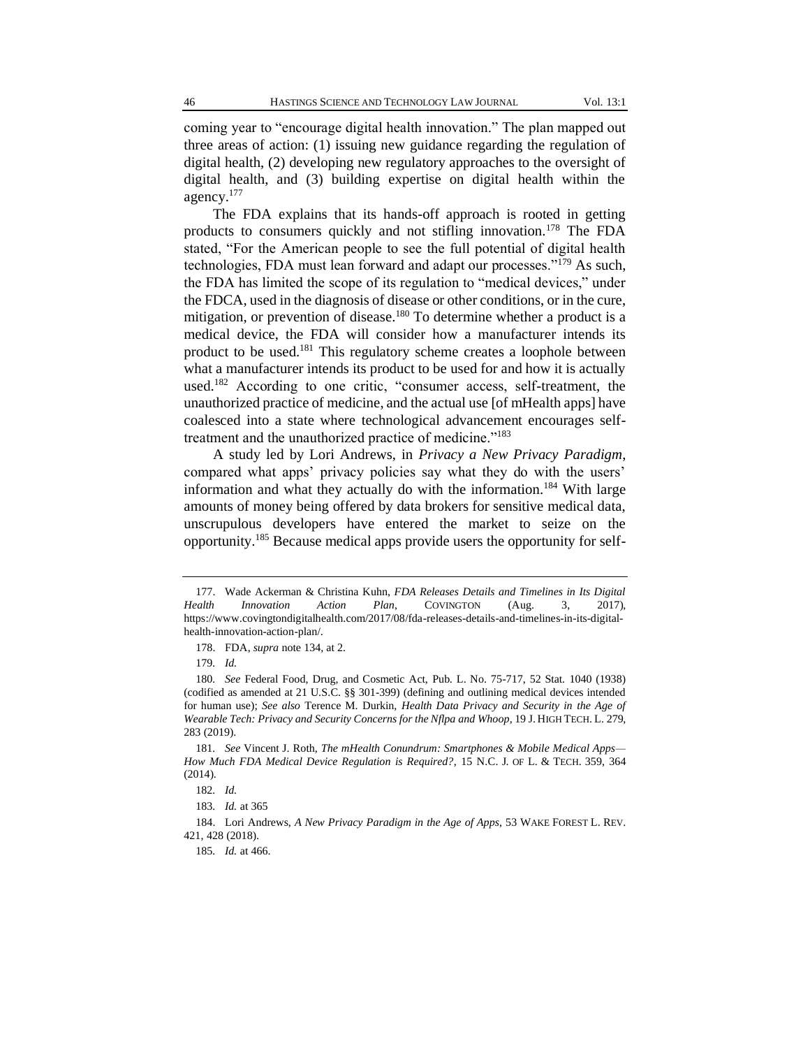coming year to "encourage digital health innovation." The plan mapped out three areas of action: (1) issuing new guidance regarding the regulation of digital health, (2) developing new regulatory approaches to the oversight of digital health, and (3) building expertise on digital health within the agency.[177]

The FDA explains that its hands-off approach is rooted in getting products to consumers quickly and not stifling innovation.[178] The FDA stated, "For the American people to see the full potential of digital health technologies, FDA must lean forward and adapt our processes."[179] As such, the FDA has limited the scope of its regulation to "medical devices," under the FDCA, used in the diagnosis of disease or other conditions, or in the cure, mitigation, or prevention of disease.[180] To determine whether a product is a medical device, the FDA will consider how a manufacturer intends its product to be used.[181] This regulatory scheme creates a loophole between what a manufacturer intends its product to be used for and how it is actually used.[182] According to one critic, "consumer access, self-treatment, the unauthorized practice of medicine, and the actual use [of mHealth apps] have coalesced into a state where technological advancement encourages self-treatment and the unauthorized practice of medicine."[183]

A study led by Lori Andrews, in *Privacy a New Privacy Paradigm*, compared what apps' privacy policies say what they do with the users' information and what they actually do with the information.[184] With large amounts of money being offered by data brokers for sensitive medical data, unscrupulous developers have entered the market to seize on the opportunity.[185] Because medical apps provide users the opportunity for self-

---

177. Wade Ackerman & Christina Kuhn, *FDA Releases Details and Timelines in Its Digital Health Innovation Action Plan*, COVINGTON (Aug. 3, 2017), https://www.covingtondigitalhealth.com/2017/08/fda-releases-details-and-timelines-in-its-digital-health-innovation-action-plan/.

178. FDA, *supra* note 134, at 2.

179. *Id.*

180. *See* Federal Food, Drug, and Cosmetic Act, Pub. L. No. 75-717, 52 Stat. 1040 (1938) (codified as amended at 21 U.S.C. §§ 301-399) (defining and outlining medical devices intended for human use); *See also* Terence M. Durkin, *Health Data Privacy and Security in the Age of Wearable Tech: Privacy and Security Concerns for the Nflpa and Whoop*, 19 J. HIGH TECH. L. 279, 283 (2019).

181. *See* Vincent J. Roth, *The mHealth Conundrum: Smartphones & Mobile Medical Apps—How Much FDA Medical Device Regulation is Required?*, 15 N.C. J. OF L. & TECH. 359, 364 (2014).

182. *Id.*

183. *Id.* at 365

184. Lori Andrews, *A New Privacy Paradigm in the Age of Apps*, 53 WAKE FOREST L. REV. 421, 428 (2018).

185. *Id.* at 466.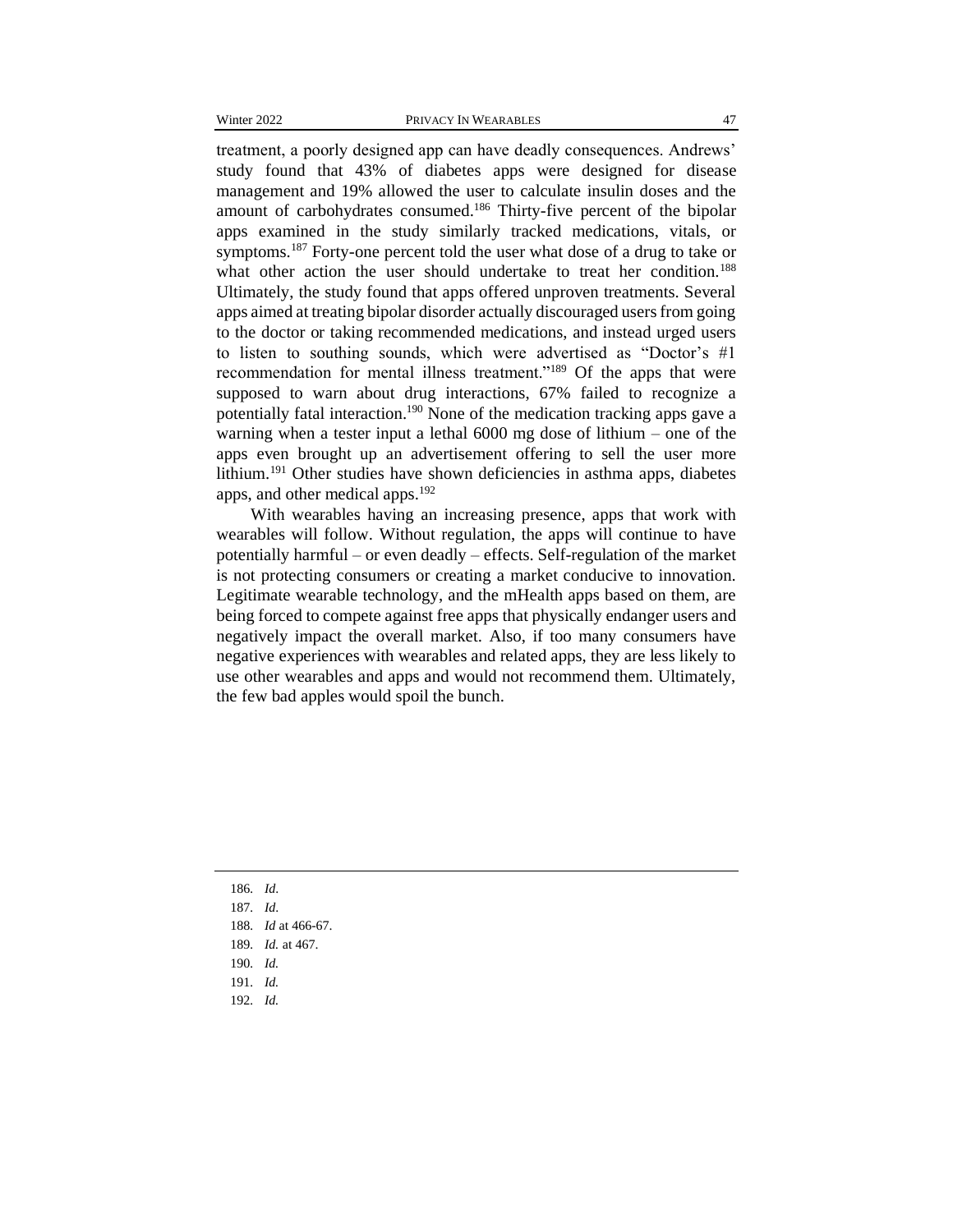treatment, a poorly designed app can have deadly consequences. Andrews' study found that 43% of diabetes apps were designed for disease management and 19% allowed the user to calculate insulin doses and the amount of carbohydrates consumed.[186] Thirty-five percent of the bipolar apps examined in the study similarly tracked medications, vitals, or symptoms.[187] Forty-one percent told the user what dose of a drug to take or what other action the user should undertake to treat her condition.[188] Ultimately, the study found that apps offered unproven treatments. Several apps aimed at treating bipolar disorder actually discouraged users from going to the doctor or taking recommended medications, and instead urged users to listen to southing sounds, which were advertised as "Doctor's #1 recommendation for mental illness treatment."[189] Of the apps that were supposed to warn about drug interactions, 67% failed to recognize a potentially fatal interaction.[190] None of the medication tracking apps gave a warning when a tester input a lethal 6000 mg dose of lithium – one of the apps even brought up an advertisement offering to sell the user more lithium.[191] Other studies have shown deficiencies in asthma apps, diabetes apps, and other medical apps.[192]

With wearables having an increasing presence, apps that work with wearables will follow. Without regulation, the apps will continue to have potentially harmful – or even deadly – effects. Self-regulation of the market is not protecting consumers or creating a market conducive to innovation. Legitimate wearable technology, and the mHealth apps based on them, are being forced to compete against free apps that physically endanger users and negatively impact the overall market. Also, if too many consumers have negative experiences with wearables and related apps, they are less likely to use other wearables and apps and would not recommend them. Ultimately, the few bad apples would spoil the bunch.

---

186. *Id*.
187. *Id*.
188. *Id* at 466-67.
189. *Id.* at 467.
190. *Id.*
191. *Id.*
192. *Id.*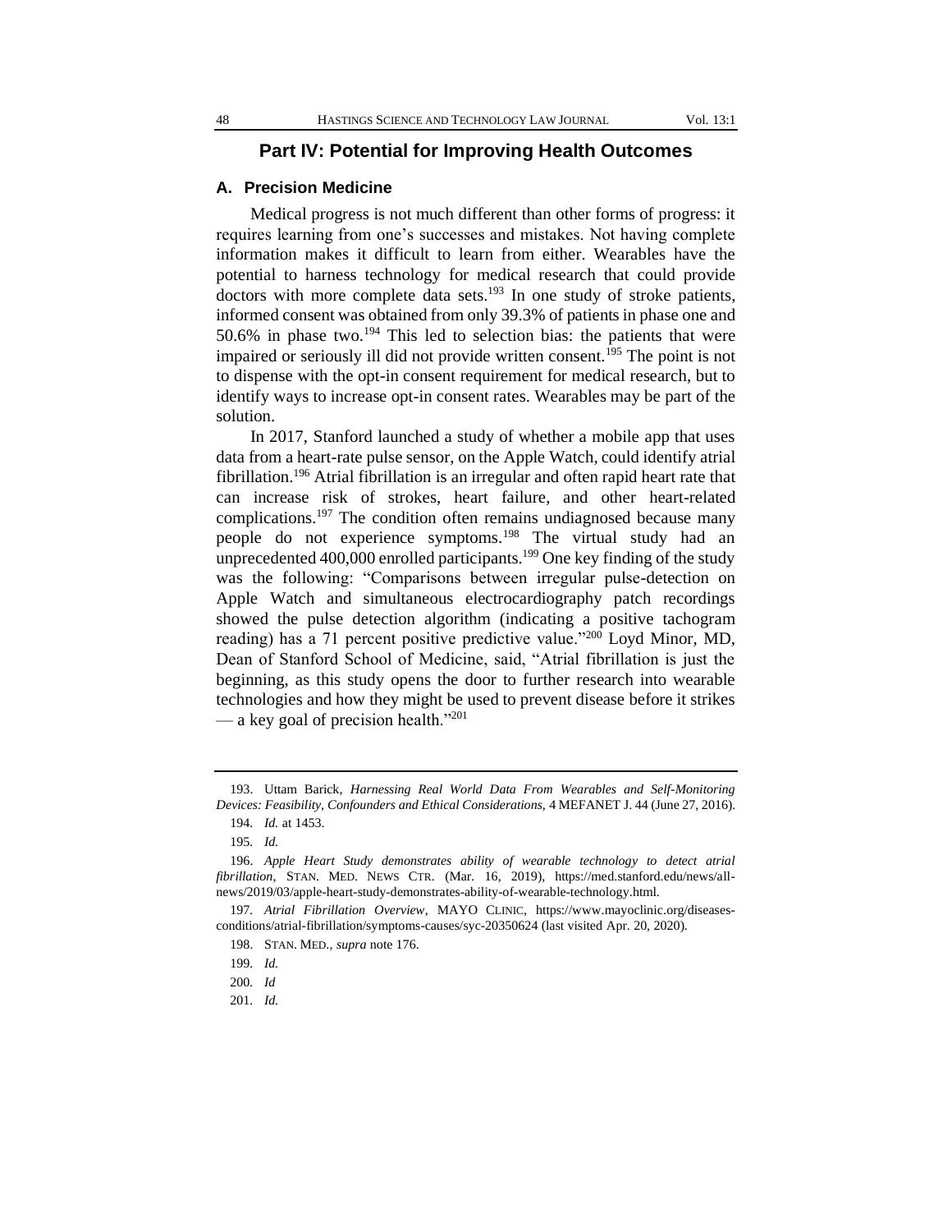## Part IV: Potential for Improving Health Outcomes

### A. Precision Medicine

Medical progress is not much different than other forms of progress: it requires learning from one's successes and mistakes. Not having complete information makes it difficult to learn from either. Wearables have the potential to harness technology for medical research that could provide doctors with more complete data sets.[193] In one study of stroke patients, informed consent was obtained from only 39.3% of patients in phase one and 50.6% in phase two.[194] This led to selection bias: the patients that were impaired or seriously ill did not provide written consent.[195] The point is not to dispense with the opt-in consent requirement for medical research, but to identify ways to increase opt-in consent rates. Wearables may be part of the solution.

In 2017, Stanford launched a study of whether a mobile app that uses data from a heart-rate pulse sensor, on the Apple Watch, could identify atrial fibrillation.[196] Atrial fibrillation is an irregular and often rapid heart rate that can increase risk of strokes, heart failure, and other heart-related complications.[197] The condition often remains undiagnosed because many people do not experience symptoms.[198] The virtual study had an unprecedented 400,000 enrolled participants.[199] One key finding of the study was the following: "Comparisons between irregular pulse-detection on Apple Watch and simultaneous electrocardiography patch recordings showed the pulse detection algorithm (indicating a positive tachogram reading) has a 71 percent positive predictive value."[200] Loyd Minor, MD, Dean of Stanford School of Medicine, said, "Atrial fibrillation is just the beginning, as this study opens the door to further research into wearable technologies and how they might be used to prevent disease before it strikes — a key goal of precision health."[201]

---

193. Uttam Barick, *Harnessing Real World Data From Wearables and Self-Monitoring Devices: Feasibility, Confounders and Ethical Considerations,* 4 MEFANET J. 44 (June 27, 2016).

194. *Id.* at 1453.

195. *Id.*

196. *Apple Heart Study demonstrates ability of wearable technology to detect atrial fibrillation*, STAN. MED. NEWS CTR. (Mar. 16, 2019), https://med.stanford.edu/news/all-news/2019/03/apple-heart-study-demonstrates-ability-of-wearable-technology.html.

197. *Atrial Fibrillation Overview*, MAYO CLINIC, https://www.mayoclinic.org/diseases-conditions/atrial-fibrillation/symptoms-causes/syc-20350624 (last visited Apr. 20, 2020).

198. STAN. MED., *supra* note 176.

199. *Id.*

200. *Id*

201. *Id.*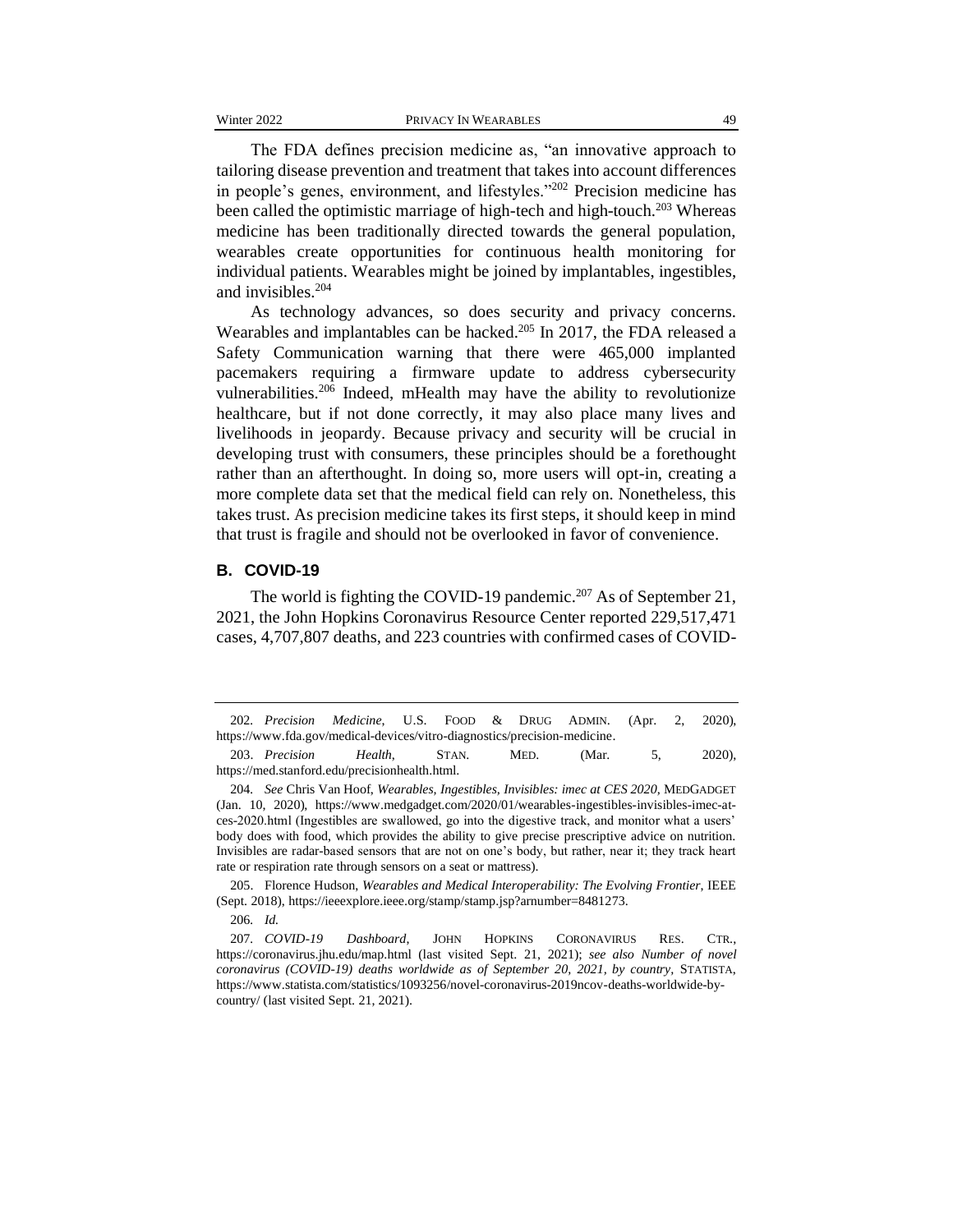The FDA defines precision medicine as, "an innovative approach to tailoring disease prevention and treatment that takes into account differences in people's genes, environment, and lifestyles."[202] Precision medicine has been called the optimistic marriage of high-tech and high-touch.[203] Whereas medicine has been traditionally directed towards the general population, wearables create opportunities for continuous health monitoring for individual patients. Wearables might be joined by implantables, ingestibles, and invisibles.[204]

As technology advances, so does security and privacy concerns. Wearables and implantables can be hacked.[205] In 2017, the FDA released a Safety Communication warning that there were 465,000 implanted pacemakers requiring a firmware update to address cybersecurity vulnerabilities.[206] Indeed, mHealth may have the ability to revolutionize healthcare, but if not done correctly, it may also place many lives and livelihoods in jeopardy. Because privacy and security will be crucial in developing trust with consumers, these principles should be a forethought rather than an afterthought. In doing so, more users will opt-in, creating a more complete data set that the medical field can rely on. Nonetheless, this takes trust. As precision medicine takes its first steps, it should keep in mind that trust is fragile and should not be overlooked in favor of convenience.

### B. COVID-19

The world is fighting the COVID-19 pandemic.[207] As of September 21, 2021, the John Hopkins Coronavirus Resource Center reported 229,517,471 cases, 4,707,807 deaths, and 223 countries with confirmed cases of COVID-

---

202. *Precision Medicine*, U.S. FOOD & DRUG ADMIN. (Apr. 2, 2020), https://www.fda.gov/medical-devices/vitro-diagnostics/precision-medicine.

203. *Precision Health*, STAN. MED. (Mar. 5, 2020), https://med.stanford.edu/precisionhealth.html.

204. *See* Chris Van Hoof, *Wearables, Ingestibles, Invisibles: imec at CES 2020*, MEDGADGET (Jan. 10, 2020), https://www.medgadget.com/2020/01/wearables-ingestibles-invisibles-imec-at-ces-2020.html (Ingestibles are swallowed, go into the digestive track, and monitor what a users' body does with food, which provides the ability to give precise prescriptive advice on nutrition. Invisibles are radar-based sensors that are not on one's body, but rather, near it; they track heart rate or respiration rate through sensors on a seat or mattress).

205. Florence Hudson, *Wearables and Medical Interoperability: The Evolving Frontier*, IEEE (Sept. 2018), https://ieeexplore.ieee.org/stamp/stamp.jsp?arnumber=8481273.

206. *Id.*

207. *COVID-19 Dashboard*, JOHN HOPKINS CORONAVIRUS RES. CTR., https://coronavirus.jhu.edu/map.html (last visited Sept. 21, 2021); *see also Number of novel coronavirus (COVID-19) deaths worldwide as of September 20, 2021, by country*, STATISTA, https://www.statista.com/statistics/1093256/novel-coronavirus-2019ncov-deaths-worldwide-by-country/ (last visited Sept. 21, 2021).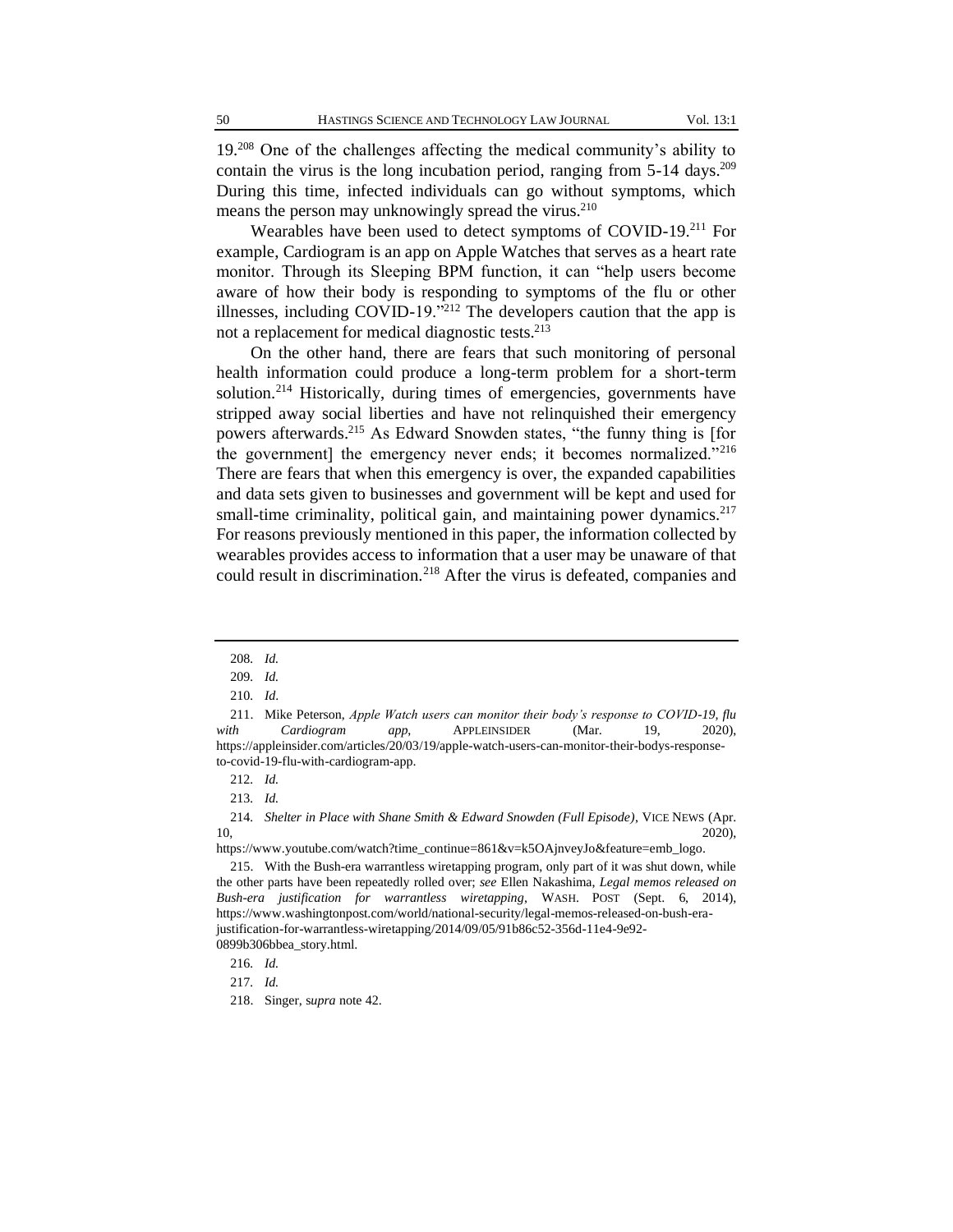19.[208] One of the challenges affecting the medical community's ability to contain the virus is the long incubation period, ranging from 5-14 days.[209] During this time, infected individuals can go without symptoms, which means the person may unknowingly spread the virus.[210]

Wearables have been used to detect symptoms of COVID-19.[211] For example, Cardiogram is an app on Apple Watches that serves as a heart rate monitor. Through its Sleeping BPM function, it can "help users become aware of how their body is responding to symptoms of the flu or other illnesses, including COVID-19."[212] The developers caution that the app is not a replacement for medical diagnostic tests.[213]

On the other hand, there are fears that such monitoring of personal health information could produce a long-term problem for a short-term solution.[214] Historically, during times of emergencies, governments have stripped away social liberties and have not relinquished their emergency powers afterwards.[215] As Edward Snowden states, "the funny thing is [for the government] the emergency never ends; it becomes normalized."[216] There are fears that when this emergency is over, the expanded capabilities and data sets given to businesses and government will be kept and used for small-time criminality, political gain, and maintaining power dynamics.[217] For reasons previously mentioned in this paper, the information collected by wearables provides access to information that a user may be unaware of that could result in discrimination.[218] After the virus is defeated, companies and

---

208. *Id.*

209. *Id.*

210. *Id*.

211. Mike Peterson, *Apple Watch users can monitor their body's response to COVID-19, flu with Cardiogram app*, APPLEINSIDER (Mar. 19, 2020), https://appleinsider.com/articles/20/03/19/apple-watch-users-can-monitor-their-bodys-response-to-covid-19-flu-with-cardiogram-app.

212. *Id.*

213. *Id.*

214. *Shelter in Place with Shane Smith & Edward Snowden (Full Episode)*, VICE NEWS (Apr. 10, 2020), https://www.youtube.com/watch?time_continue=861&v=k5OAjnveyJo&feature=emb_logo.

215. With the Bush-era warrantless wiretapping program, only part of it was shut down, while the other parts have been repeatedly rolled over; *see* Ellen Nakashima, *Legal memos released on Bush-era justification for warrantless wiretapping*, WASH. POST (Sept. 6, 2014), https://www.washingtonpost.com/world/national-security/legal-memos-released-on-bush-era-justification-for-warrantless-wiretapping/2014/09/05/91b86c52-356d-11e4-9e92-0899b306bbea_story.html.

216. *Id.*

217. *Id.*

218. Singer, *supra* note 42.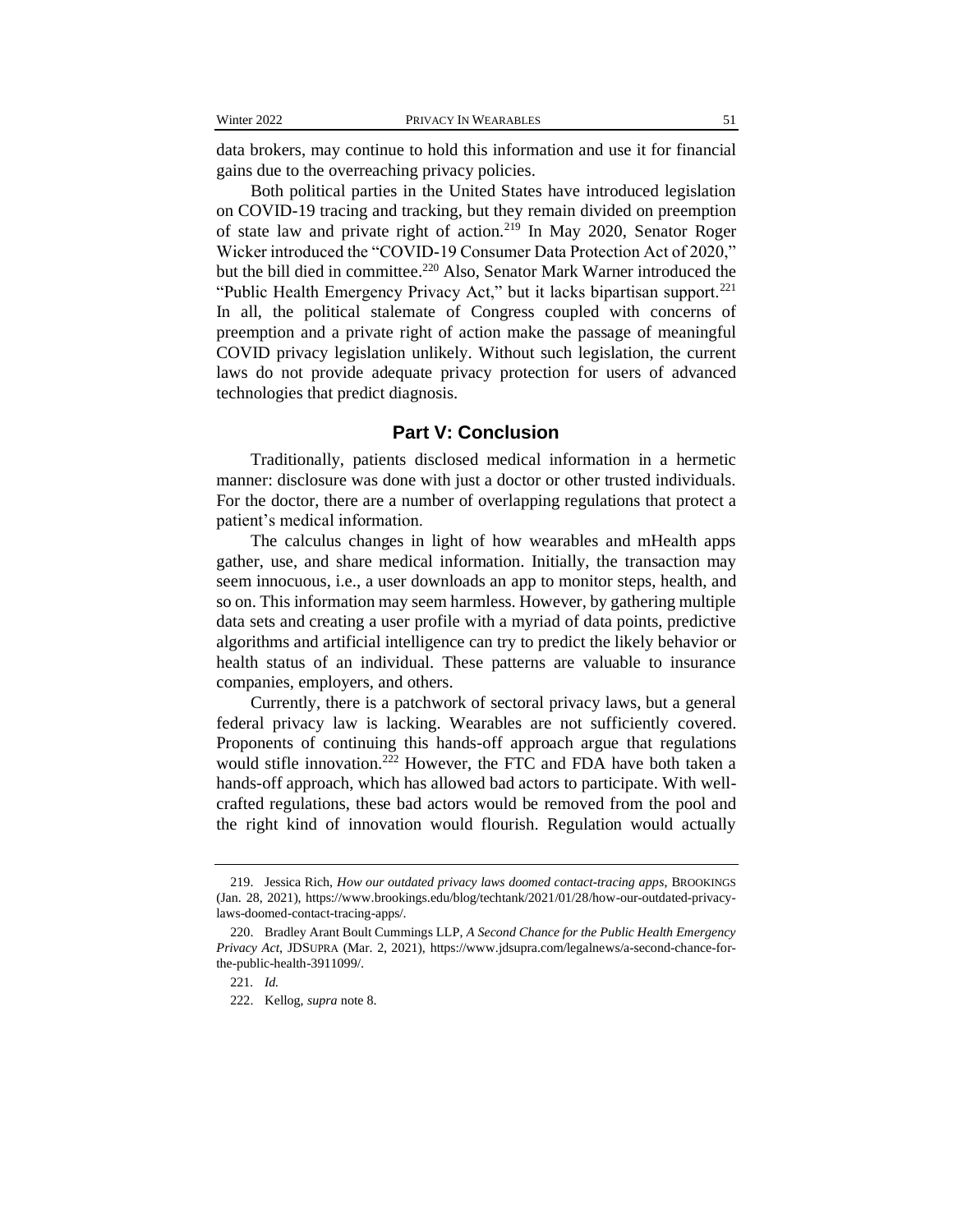data brokers, may continue to hold this information and use it for financial gains due to the overreaching privacy policies.

Both political parties in the United States have introduced legislation on COVID-19 tracing and tracking, but they remain divided on preemption of state law and private right of action.[219] In May 2020, Senator Roger Wicker introduced the "COVID-19 Consumer Data Protection Act of 2020," but the bill died in committee.[220] Also, Senator Mark Warner introduced the "Public Health Emergency Privacy Act," but it lacks bipartisan support.[221] In all, the political stalemate of Congress coupled with concerns of preemption and a private right of action make the passage of meaningful COVID privacy legislation unlikely. Without such legislation, the current laws do not provide adequate privacy protection for users of advanced technologies that predict diagnosis.

## Part V: Conclusion

Traditionally, patients disclosed medical information in a hermetic manner: disclosure was done with just a doctor or other trusted individuals. For the doctor, there are a number of overlapping regulations that protect a patient's medical information.

The calculus changes in light of how wearables and mHealth apps gather, use, and share medical information. Initially, the transaction may seem innocuous, i.e., a user downloads an app to monitor steps, health, and so on. This information may seem harmless. However, by gathering multiple data sets and creating a user profile with a myriad of data points, predictive algorithms and artificial intelligence can try to predict the likely behavior or health status of an individual. These patterns are valuable to insurance companies, employers, and others.

Currently, there is a patchwork of sectoral privacy laws, but a general federal privacy law is lacking. Wearables are not sufficiently covered. Proponents of continuing this hands-off approach argue that regulations would stifle innovation.[222] However, the FTC and FDA have both taken a hands-off approach, which has allowed bad actors to participate. With well-crafted regulations, these bad actors would be removed from the pool and the right kind of innovation would flourish. Regulation would actually

---

219. Jessica Rich, *How our outdated privacy laws doomed contact-tracing apps*, BROOKINGS (Jan. 28, 2021), https://www.brookings.edu/blog/techtank/2021/01/28/how-our-outdated-privacy-laws-doomed-contact-tracing-apps/.

220. Bradley Arant Boult Cummings LLP, *A Second Chance for the Public Health Emergency Privacy Act*, JDSUPRA (Mar. 2, 2021), https://www.jdsupra.com/legalnews/a-second-chance-for-the-public-health-3911099/.

221. *Id.*

222. Kellog, *supra* note 8.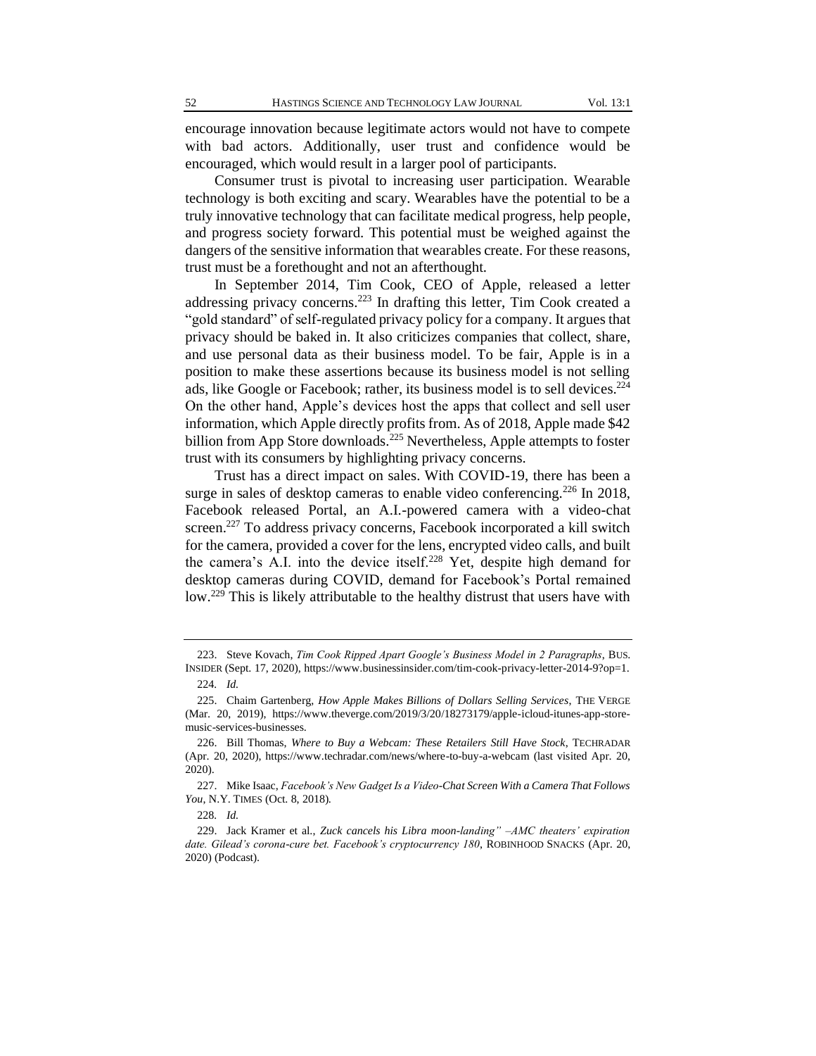encourage innovation because legitimate actors would not have to compete with bad actors. Additionally, user trust and confidence would be encouraged, which would result in a larger pool of participants.

Consumer trust is pivotal to increasing user participation. Wearable technology is both exciting and scary. Wearables have the potential to be a truly innovative technology that can facilitate medical progress, help people, and progress society forward. This potential must be weighed against the dangers of the sensitive information that wearables create. For these reasons, trust must be a forethought and not an afterthought.

In September 2014, Tim Cook, CEO of Apple, released a letter addressing privacy concerns.[223] In drafting this letter, Tim Cook created a "gold standard" of self-regulated privacy policy for a company. It argues that privacy should be baked in. It also criticizes companies that collect, share, and use personal data as their business model. To be fair, Apple is in a position to make these assertions because its business model is not selling ads, like Google or Facebook; rather, its business model is to sell devices.[224] On the other hand, Apple's devices host the apps that collect and sell user information, which Apple directly profits from. As of 2018, Apple made $42 billion from App Store downloads.[225] Nevertheless, Apple attempts to foster trust with its consumers by highlighting privacy concerns.

Trust has a direct impact on sales. With COVID-19, there has been a surge in sales of desktop cameras to enable video conferencing.[226] In 2018, Facebook released Portal, an A.I.-powered camera with a video-chat screen.[227] To address privacy concerns, Facebook incorporated a kill switch for the camera, provided a cover for the lens, encrypted video calls, and built the camera's A.I. into the device itself.[228] Yet, despite high demand for desktop cameras during COVID, demand for Facebook's Portal remained low.[229] This is likely attributable to the healthy distrust that users have with

---

223. Steve Kovach, *Tim Cook Ripped Apart Google's Business Model in 2 Paragraphs*, BUS. INSIDER (Sept. 17, 2020), https://www.businessinsider.com/tim-cook-privacy-letter-2014-9?op=1.

224. *Id.*

225. Chaim Gartenberg, *How Apple Makes Billions of Dollars Selling Services*, THE VERGE (Mar. 20, 2019), https://www.theverge.com/2019/3/20/18273179/apple-icloud-itunes-app-store-music-services-businesses.

226. Bill Thomas, *Where to Buy a Webcam: These Retailers Still Have Stock*, TECHRADAR (Apr. 20, 2020), https://www.techradar.com/news/where-to-buy-a-webcam (last visited Apr. 20, 2020).

227. Mike Isaac, *Facebook's New Gadget Is a Video-Chat Screen With a Camera That Follows You*, N.Y. TIMES (Oct. 8, 2018).

228. *Id.*

229. Jack Kramer et al., *Zuck cancels his Libra moon-landing" –AMC theaters' expiration date. Gilead's corona-cure bet. Facebook's cryptocurrency 180*, ROBINHOOD SNACKS (Apr. 20, 2020) (Podcast).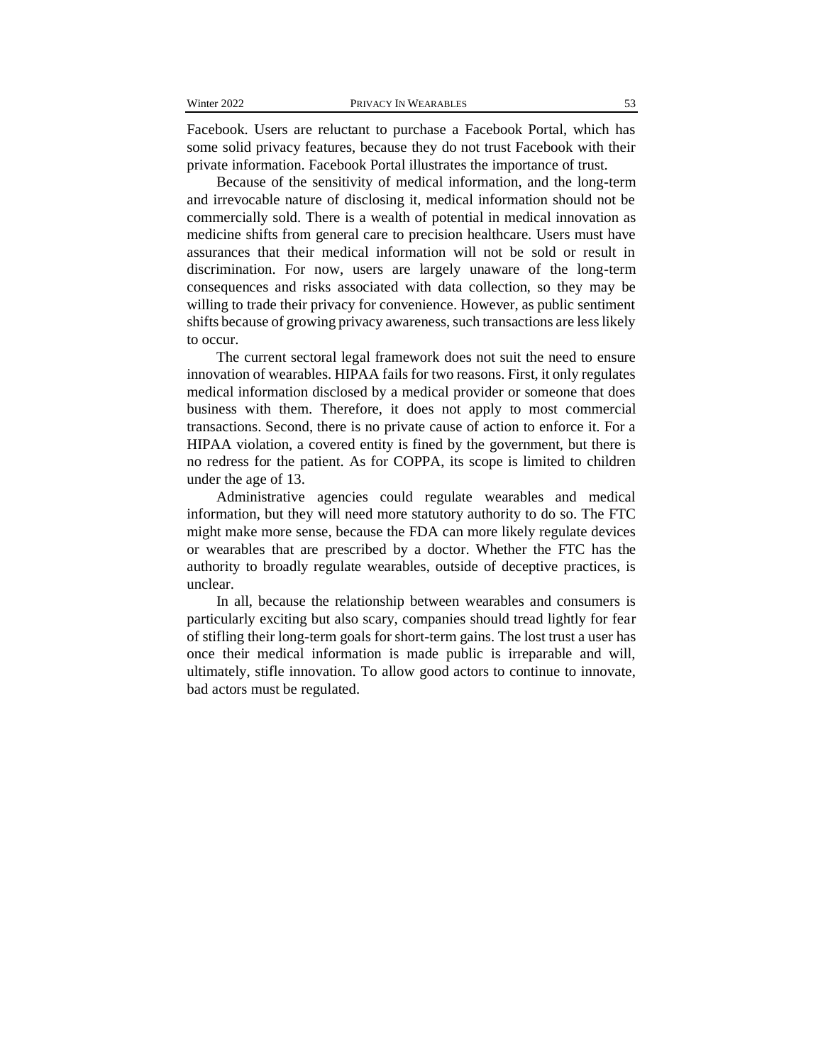Facebook. Users are reluctant to purchase a Facebook Portal, which has some solid privacy features, because they do not trust Facebook with their private information. Facebook Portal illustrates the importance of trust.

Because of the sensitivity of medical information, and the long-term and irrevocable nature of disclosing it, medical information should not be commercially sold. There is a wealth of potential in medical innovation as medicine shifts from general care to precision healthcare. Users must have assurances that their medical information will not be sold or result in discrimination. For now, users are largely unaware of the long-term consequences and risks associated with data collection, so they may be willing to trade their privacy for convenience. However, as public sentiment shifts because of growing privacy awareness, such transactions are less likely to occur.

The current sectoral legal framework does not suit the need to ensure innovation of wearables. HIPAA fails for two reasons. First, it only regulates medical information disclosed by a medical provider or someone that does business with them. Therefore, it does not apply to most commercial transactions. Second, there is no private cause of action to enforce it. For a HIPAA violation, a covered entity is fined by the government, but there is no redress for the patient. As for COPPA, its scope is limited to children under the age of 13.

Administrative agencies could regulate wearables and medical information, but they will need more statutory authority to do so. The FTC might make more sense, because the FDA can more likely regulate devices or wearables that are prescribed by a doctor. Whether the FTC has the authority to broadly regulate wearables, outside of deceptive practices, is unclear.

In all, because the relationship between wearables and consumers is particularly exciting but also scary, companies should tread lightly for fear of stifling their long-term goals for short-term gains. The lost trust a user has once their medical information is made public is irreparable and will, ultimately, stifle innovation. To allow good actors to continue to innovate, bad actors must be regulated.